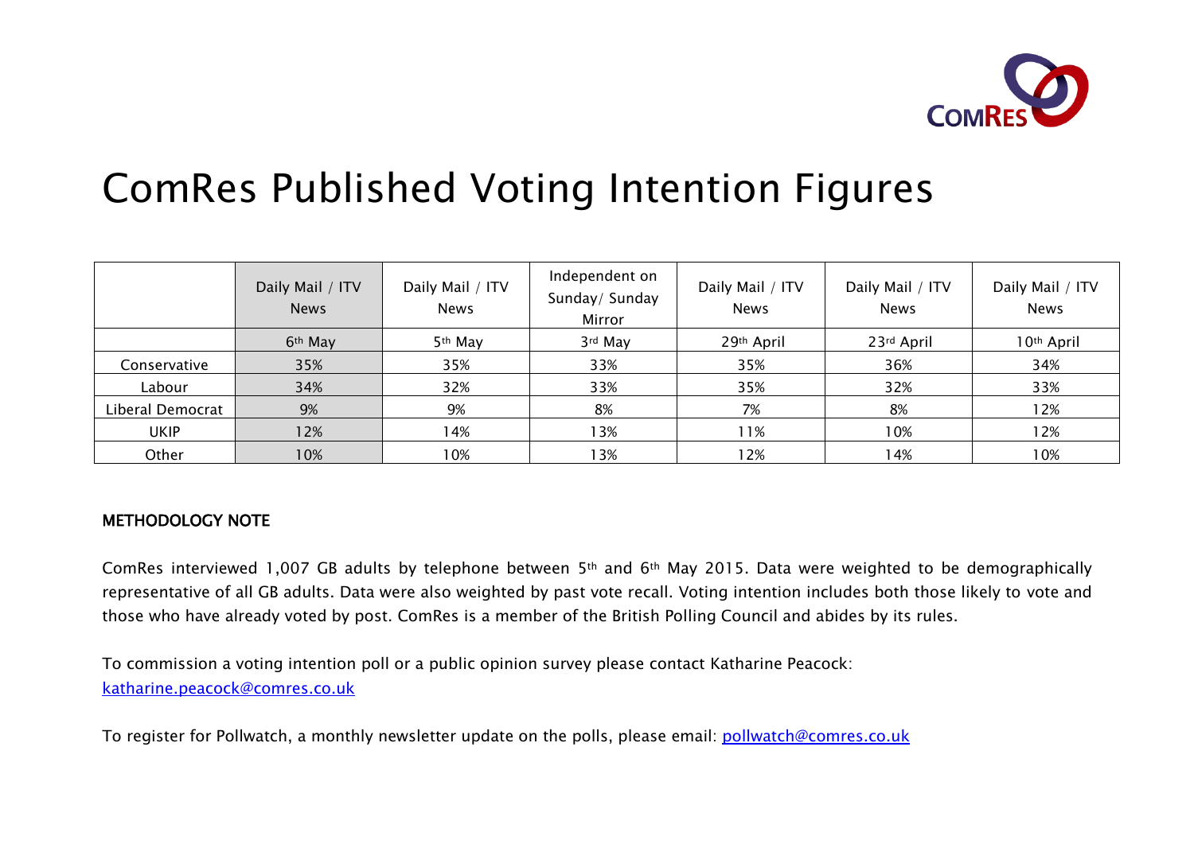# ComRes Published Voting Intention Figures

| | Daily Mail / ITV News | Daily Mail / ITV News | Independent on Sunday/ Sunday Mirror | Daily Mail / ITV News | Daily Mail / ITV News | Daily Mail / ITV News |
|---|---|---|---|---|---|---|
| | 6th May | 5th May | 3rd May | 29th April | 23rd April | 10th April |
| Conservative | 35% | 35% | 33% | 35% | 36% | 34% |
| Labour | 34% | 32% | 33% | 35% | 32% | 33% |
| Liberal Democrat | 9% | 9% | 8% | 7% | 8% | 12% |
| UKIP | 12% | 14% | 13% | 11% | 10% | 12% |
| Other | 10% | 10% | 13% | 12% | 14% | 10% |

**METHODOLOGY NOTE**

ComRes interviewed 1,007 GB adults by telephone between 5th and 6th May 2015. Data were weighted to be demographically representative of all GB adults. Data were also weighted by past vote recall. Voting intention includes both those likely to vote and those who have already voted by post. ComRes is a member of the British Polling Council and abides by its rules.

To commission a voting intention poll or a public opinion survey please contact Katharine Peacock: katharine.peacock@comres.co.uk

To register for Pollwatch, a monthly newsletter update on the polls, please email: pollwatch@comres.co.uk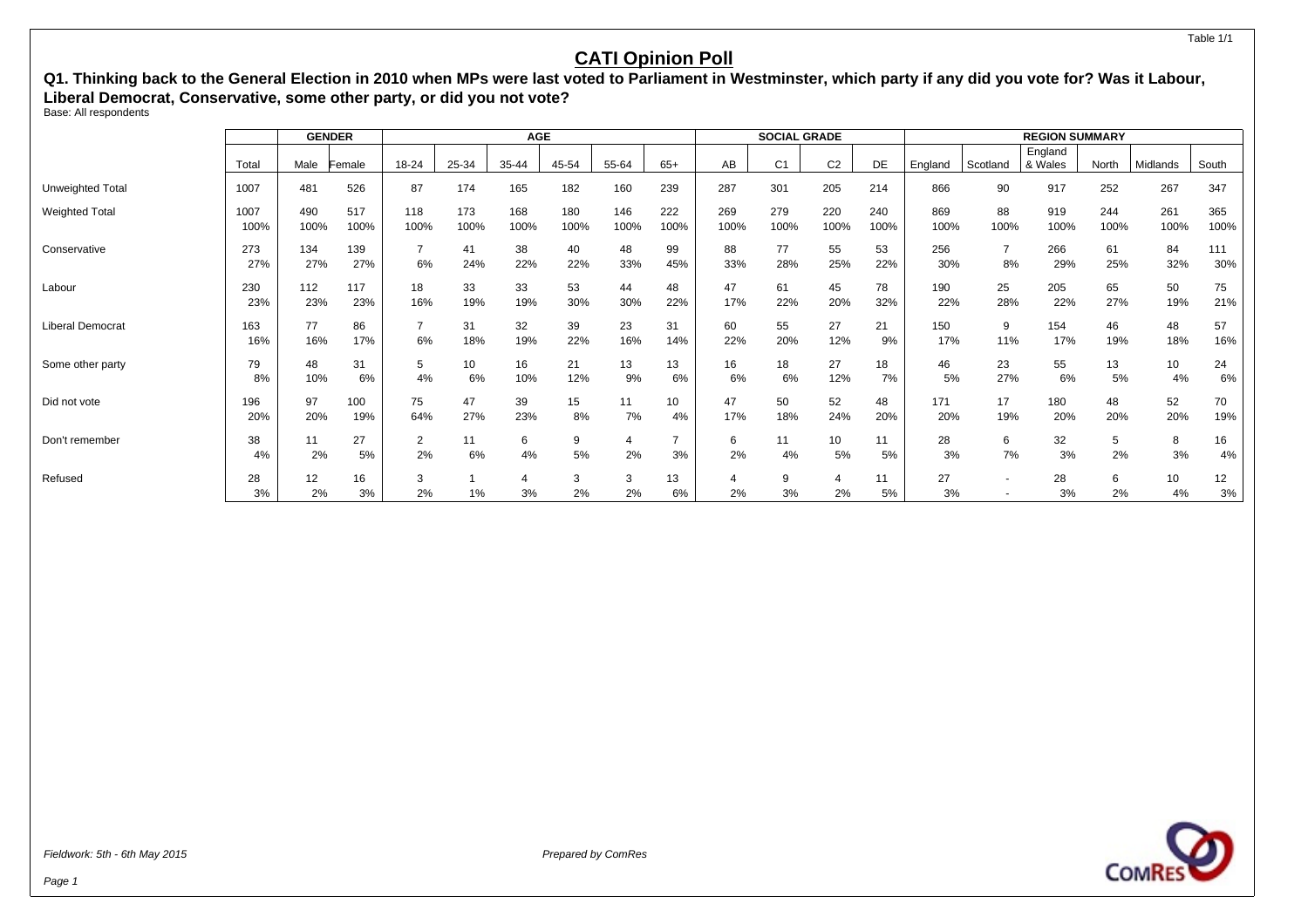Table 1/1

# CATI Opinion Poll

**Q1. Thinking back to the General Election in 2010 when MPs were last voted to Parliament in Westminster, which party if any did you vote for? Was it Labour, Liberal Democrat, Conservative, some other party, or did you not vote?**

Base: All respondents

| | | GENDER | | AGE | | | | | | SOCIAL GRADE | | | | REGION SUMMARY | | | | | |
|---|---|---|---|---|---|---|---|---|---|---|---|---|---|---|---|---|---|---|---|
| | Total | Male | Female | 18-24 | 25-34 | 35-44 | 45-54 | 55-64 | 65+ | AB | C1 | C2 | DE | England | Scotland | England & Wales | North | Midlands | South |
| Unweighted Total | 1007 | 481 | 526 | 87 | 174 | 165 | 182 | 160 | 239 | 287 | 301 | 205 | 214 | 866 | 90 | 917 | 252 | 267 | 347 |
| Weighted Total | 1007 | 490 | 517 | 118 | 173 | 168 | 180 | 146 | 222 | 269 | 279 | 220 | 240 | 869 | 88 | 919 | 244 | 261 | 365 |
| | 100% | 100% | 100% | 100% | 100% | 100% | 100% | 100% | 100% | 100% | 100% | 100% | 100% | 100% | 100% | 100% | 100% | 100% | 100% |
| Conservative | 273 | 134 | 139 | 7 | 41 | 38 | 40 | 48 | 99 | 88 | 77 | 55 | 53 | 256 | 7 | 266 | 61 | 84 | 111 |
| | 27% | 27% | 27% | 6% | 24% | 22% | 22% | 33% | 45% | 33% | 28% | 25% | 22% | 30% | 8% | 29% | 25% | 32% | 30% |
| Labour | 230 | 112 | 117 | 18 | 33 | 33 | 53 | 44 | 48 | 47 | 61 | 45 | 78 | 190 | 25 | 205 | 65 | 50 | 75 |
| | 23% | 23% | 23% | 16% | 19% | 19% | 30% | 30% | 22% | 17% | 22% | 20% | 32% | 22% | 28% | 22% | 27% | 19% | 21% |
| Liberal Democrat | 163 | 77 | 86 | 7 | 31 | 32 | 39 | 23 | 31 | 60 | 55 | 27 | 21 | 150 | 9 | 154 | 46 | 48 | 57 |
| | 16% | 16% | 17% | 6% | 18% | 19% | 22% | 16% | 14% | 22% | 20% | 12% | 9% | 17% | 11% | 17% | 19% | 18% | 16% |
| Some other party | 79 | 48 | 31 | 5 | 10 | 16 | 21 | 13 | 13 | 16 | 18 | 27 | 18 | 46 | 23 | 55 | 13 | 10 | 24 |
| | 8% | 10% | 6% | 4% | 6% | 10% | 12% | 9% | 6% | 6% | 6% | 12% | 7% | 5% | 27% | 6% | 5% | 4% | 6% |
| Did not vote | 196 | 97 | 100 | 75 | 47 | 39 | 15 | 11 | 10 | 47 | 50 | 52 | 48 | 171 | 17 | 180 | 48 | 52 | 70 |
| | 20% | 20% | 19% | 64% | 27% | 23% | 8% | 7% | 4% | 17% | 18% | 24% | 20% | 20% | 19% | 20% | 20% | 20% | 19% |
| Don't remember | 38 | 11 | 27 | 2 | 11 | 6 | 9 | 4 | 7 | 6 | 11 | 10 | 11 | 28 | 6 | 32 | 5 | 8 | 16 |
| | 4% | 2% | 5% | 2% | 6% | 4% | 5% | 2% | 3% | 2% | 4% | 5% | 5% | 3% | 7% | 3% | 2% | 3% | 4% |
| Refused | 28 | 12 | 16 | 3 | 1 | 4 | 3 | 3 | 13 | 4 | 9 | 4 | 11 | 27 | - | 28 | 6 | 10 | 12 |
| | 3% | 2% | 3% | 2% | 1% | 3% | 2% | 2% | 6% | 2% | 3% | 2% | 5% | 3% | - | 3% | 2% | 4% | 3% |

*Fieldwork: 5th - 6th May 2015*

*Prepared by ComRes*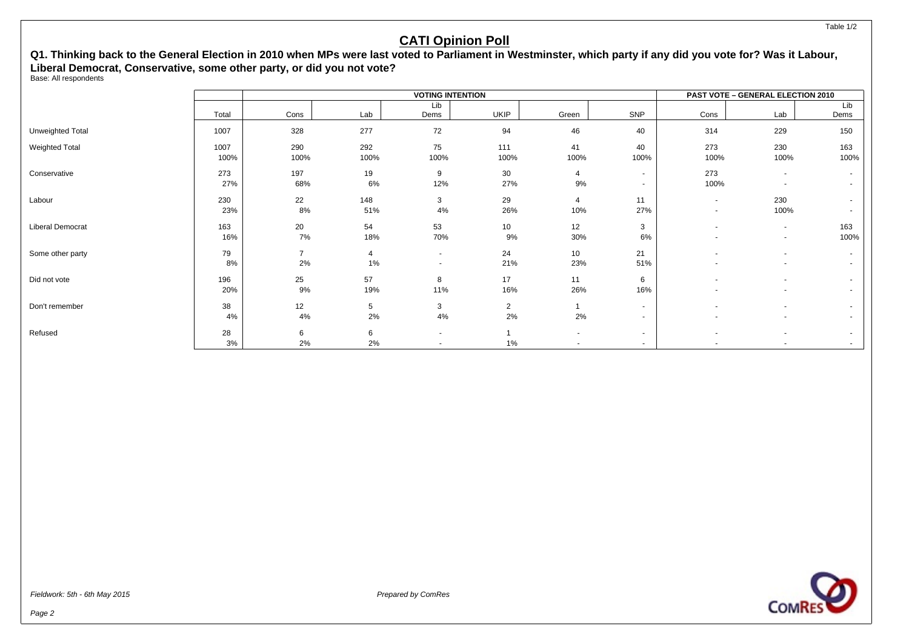Table 1/2

# CATI Opinion Poll

**Q1. Thinking back to the General Election in 2010 when MPs were last voted to Parliament in Westminster, which party if any did you vote for? Was it Labour, Liberal Democrat, Conservative, some other party, or did you not vote?**

Base: All respondents

| | | VOTING INTENTION | | | | | | PAST VOTE – GENERAL ELECTION 2010 | | |
|---|---|---|---|---|---|---|---|---|---|---|
| | Total | Cons | Lab | Lib Dems | UKIP | Green | SNP | Cons | Lab | Lib Dems |
| Unweighted Total | 1007 | 328 | 277 | 72 | 94 | 46 | 40 | 314 | 229 | 150 |
| Weighted Total | 1007 | 290 | 292 | 75 | 111 | 41 | 40 | 273 | 230 | 163 |
| | 100% | 100% | 100% | 100% | 100% | 100% | 100% | 100% | 100% | 100% |
| Conservative | 273 | 197 | 19 | 9 | 30 | 4 | - | 273 | - | - |
| | 27% | 68% | 6% | 12% | 27% | 9% | - | 100% | - | - |
| Labour | 230 | 22 | 148 | 3 | 29 | 4 | 11 | - | 230 | - |
| | 23% | 8% | 51% | 4% | 26% | 10% | 27% | - | 100% | - |
| Liberal Democrat | 163 | 20 | 54 | 53 | 10 | 12 | 3 | - | - | 163 |
| | 16% | 7% | 18% | 70% | 9% | 30% | 6% | - | - | 100% |
| Some other party | 79 | 7 | 4 | - | 24 | 10 | 21 | - | - | - |
| | 8% | 2% | 1% | - | 21% | 23% | 51% | - | - | - |
| Did not vote | 196 | 25 | 57 | 8 | 17 | 11 | 6 | - | - | - |
| | 20% | 9% | 19% | 11% | 16% | 26% | 16% | - | - | - |
| Don't remember | 38 | 12 | 5 | 3 | 2 | 1 | - | - | - | - |
| | 4% | 4% | 2% | 4% | 2% | 2% | - | - | - | - |
| Refused | 28 | 6 | 6 | - | 1 | - | - | - | - | - |
| | 3% | 2% | 2% | - | 1% | - | - | - | - | - |

*Fieldwork: 5th - 6th May 2015*

*Prepared by ComRes*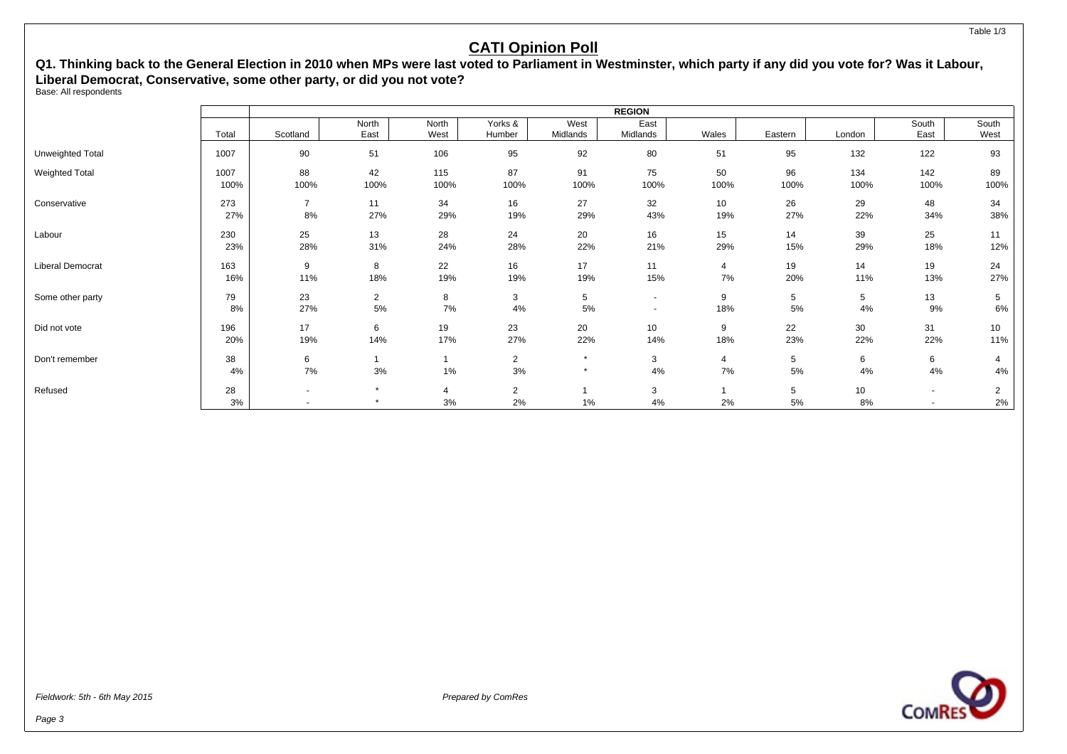# CATI Opinion Poll

**Q1. Thinking back to the General Election in 2010 when MPs were last voted to Parliament in Westminster, which party if any did you vote for? Was it Labour, Liberal Democrat, Conservative, some other party, or did you not vote?**

Base: All respondents

| | | REGION | | | | | | | | | | |
|---|---|---|---|---|---|---|---|---|---|---|---|---|
| | Total | Scotland | North East | North West | Yorks & Humber | West Midlands | East Midlands | Wales | Eastern | London | South East | South West |
| Unweighted Total | 1007 | 90 | 51 | 106 | 95 | 92 | 80 | 51 | 95 | 132 | 122 | 93 |
| Weighted Total | 1007 | 88 | 42 | 115 | 87 | 91 | 75 | 50 | 96 | 134 | 142 | 89 |
| | 100% | 100% | 100% | 100% | 100% | 100% | 100% | 100% | 100% | 100% | 100% | 100% |
| Conservative | 273 | 7 | 11 | 34 | 16 | 27 | 32 | 10 | 26 | 29 | 48 | 34 |
| | 27% | 8% | 27% | 29% | 19% | 29% | 43% | 19% | 27% | 22% | 34% | 38% |
| Labour | 230 | 25 | 13 | 28 | 24 | 20 | 16 | 15 | 14 | 39 | 25 | 11 |
| | 23% | 28% | 31% | 24% | 28% | 22% | 21% | 29% | 15% | 29% | 18% | 12% |
| Liberal Democrat | 163 | 9 | 8 | 22 | 16 | 17 | 11 | 4 | 19 | 14 | 19 | 24 |
| | 16% | 11% | 18% | 19% | 19% | 19% | 15% | 7% | 20% | 11% | 13% | 27% |
| Some other party | 79 | 23 | 2 | 8 | 3 | 5 | - | 9 | 5 | 5 | 13 | 5 |
| | 8% | 27% | 5% | 7% | 4% | 5% | - | 18% | 5% | 4% | 9% | 6% |
| Did not vote | 196 | 17 | 6 | 19 | 23 | 20 | 10 | 9 | 22 | 30 | 31 | 10 |
| | 20% | 19% | 14% | 17% | 27% | 22% | 14% | 18% | 23% | 22% | 22% | 11% |
| Don't remember | 38 | 6 | 1 | 1 | 2 | * | 3 | 4 | 5 | 6 | 6 | 4 |
| | 4% | 7% | 3% | 1% | 3% | * | 4% | 7% | 5% | 4% | 4% | 4% |
| Refused | 28 | - | * | 4 | 2 | 1 | 3 | 1 | 5 | 10 | - | 2 |
| | 3% | - | * | 3% | 2% | 1% | 4% | 2% | 5% | 8% | - | 2% |

*Fieldwork: 5th - 6th May 2015*

*Prepared by ComRes*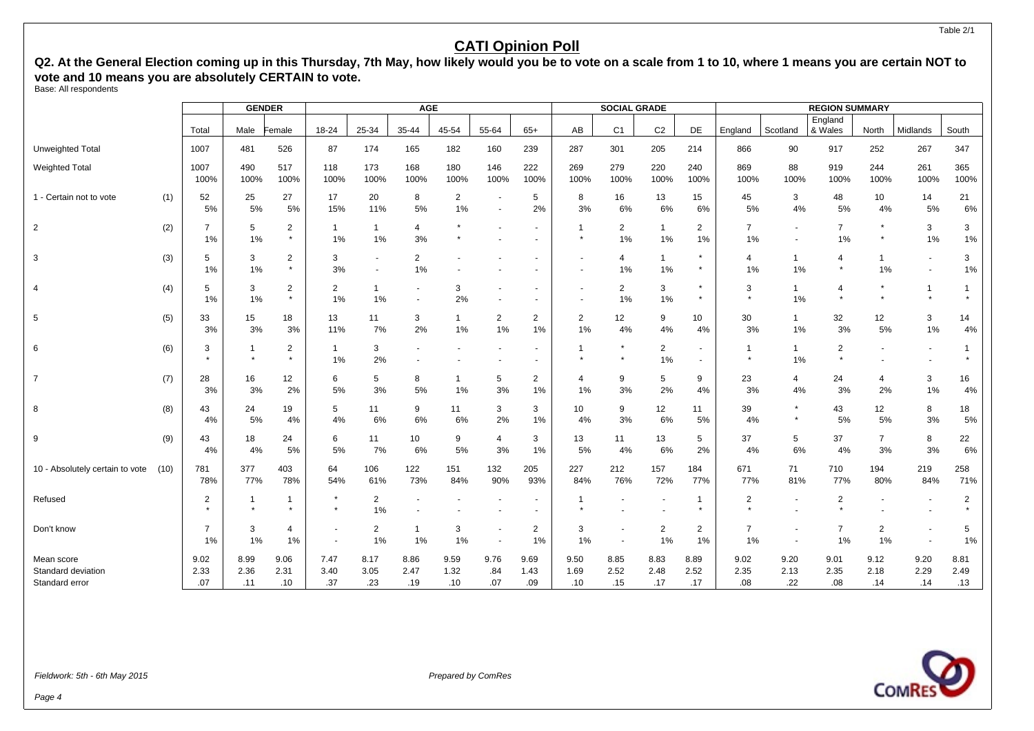Table 2/1

# CATI Opinion Poll

**Q2. At the General Election coming up in this Thursday, 7th May, how likely would you be to vote on a scale from 1 to 10, where 1 means you are certain NOT to vote and 10 means you are absolutely CERTAIN to vote.**

Base: All respondents

| | | | GENDER | | AGE | | | | | | SOCIAL GRADE | | | | REGION SUMMARY | | | | | |
|---|---|---|---|---|---|---|---|---|---|---|---|---|---|---|---|---|---|---|---|---|
| | | Total | Male | Female | 18-24 | 25-34 | 35-44 | 45-54 | 55-64 | 65+ | AB | C1 | C2 | DE | England | Scotland | England & Wales | North | Midlands | South |
| Unweighted Total | | 1007 | 481 | 526 | 87 | 174 | 165 | 182 | 160 | 239 | 287 | 301 | 205 | 214 | 866 | 90 | 917 | 252 | 267 | 347 |
| Weighted Total | | 1007 | 490 | 517 | 118 | 173 | 168 | 180 | 146 | 222 | 269 | 279 | 220 | 240 | 869 | 88 | 919 | 244 | 261 | 365 |
| | | 100% | 100% | 100% | 100% | 100% | 100% | 100% | 100% | 100% | 100% | 100% | 100% | 100% | 100% | 100% | 100% | 100% | 100% | 100% |
| 1 - Certain not to vote | (1) | 52 | 25 | 27 | 17 | 20 | 8 | 2 | - | 5 | 8 | 16 | 13 | 15 | 45 | 3 | 48 | 10 | 14 | 21 |
| | | 5% | 5% | 5% | 15% | 11% | 5% | 1% | - | 2% | 3% | 6% | 6% | 6% | 5% | 4% | 5% | 4% | 5% | 6% |
| 2 | (2) | 7 | 5 | 2 | 1 | 1 | 4 | * | - | - | 1 | 2 | 1 | 2 | 7 | - | 7 | * | 3 | 3 |
| | | 1% | 1% | * | 1% | 1% | 3% | * | - | - | * | 1% | 1% | 1% | 1% | - | 1% | * | 1% | 1% |
| 3 | (3) | 5 | 3 | 2 | 3 | - | 2 | - | - | - | - | 4 | 1 | * | 4 | 1 | 4 | 1 | - | 3 |
| | | 1% | 1% | * | 3% | - | 1% | - | - | - | - | 1% | 1% | * | 1% | 1% | * | 1% | - | 1% |
| 4 | (4) | 5 | 3 | 2 | 2 | 1 | - | 3 | - | - | - | 2 | 3 | * | 3 | 1 | 4 | * | 1 | 1 |
| | | 1% | 1% | * | 1% | 1% | - | 2% | - | - | - | 1% | 1% | * | * | 1% | * | * | * | * |
| 5 | (5) | 33 | 15 | 18 | 13 | 11 | 3 | 1 | 2 | 2 | 2 | 12 | 9 | 10 | 30 | 1 | 32 | 12 | 3 | 14 |
| | | 3% | 3% | 3% | 11% | 7% | 2% | 1% | 1% | 1% | 1% | 4% | 4% | 4% | 3% | 1% | 3% | 5% | 1% | 4% |
| 6 | (6) | 3 | 1 | 2 | 1 | 3 | - | - | - | - | 1 | * | 2 | - | 1 | 1 | 2 | - | - | 1 |
| | | * | * | * | 1% | 2% | - | - | - | - | * | * | 1% | - | * | 1% | * | - | - | * |
| 7 | (7) | 28 | 16 | 12 | 6 | 5 | 8 | 1 | 5 | 2 | 4 | 9 | 5 | 9 | 23 | 4 | 24 | 4 | 3 | 16 |
| | | 3% | 3% | 2% | 5% | 3% | 5% | 1% | 3% | 1% | 1% | 3% | 2% | 4% | 3% | 4% | 3% | 2% | 1% | 4% |
| 8 | (8) | 43 | 24 | 19 | 5 | 11 | 9 | 11 | 3 | 3 | 10 | 9 | 12 | 11 | 39 | * | 43 | 12 | 8 | 18 |
| | | 4% | 5% | 4% | 4% | 6% | 6% | 6% | 2% | 1% | 4% | 3% | 6% | 5% | 4% | * | 5% | 5% | 3% | 5% |
| 9 | (9) | 43 | 18 | 24 | 6 | 11 | 10 | 9 | 4 | 3 | 13 | 11 | 13 | 5 | 37 | 5 | 37 | 7 | 8 | 22 |
| | | 4% | 4% | 5% | 5% | 7% | 6% | 5% | 3% | 1% | 5% | 4% | 6% | 2% | 4% | 6% | 4% | 3% | 3% | 6% |
| 10 - Absolutely certain to vote | (10) | 781 | 377 | 403 | 64 | 106 | 122 | 151 | 132 | 205 | 227 | 212 | 157 | 184 | 671 | 71 | 710 | 194 | 219 | 258 |
| | | 78% | 77% | 78% | 54% | 61% | 73% | 84% | 90% | 93% | 84% | 76% | 72% | 77% | 77% | 81% | 77% | 80% | 84% | 71% |
| Refused | | 2 | 1 | 1 | * | 2 | - | - | - | - | 1 | - | - | 1 | 2 | - | 2 | - | - | 2 |
| | | * | * | * | * | 1% | - | - | - | - | * | - | - | * | * | - | * | - | - | * |
| Don't know | | 7 | 3 | 4 | - | 2 | 1 | 3 | - | 2 | 3 | - | 2 | 2 | 7 | - | 7 | 2 | - | 5 |
| | | 1% | 1% | 1% | - | 1% | 1% | 1% | - | 1% | 1% | - | 1% | 1% | 1% | - | 1% | 1% | - | 1% |
| Mean score | | 9.02 | 8.99 | 9.06 | 7.47 | 8.17 | 8.86 | 9.59 | 9.76 | 9.69 | 9.50 | 8.85 | 8.83 | 8.89 | 9.02 | 9.20 | 9.01 | 9.12 | 9.20 | 8.81 |
| Standard deviation | | 2.33 | 2.36 | 2.31 | 3.40 | 3.05 | 2.47 | 1.32 | .84 | 1.43 | 1.69 | 2.52 | 2.48 | 2.52 | 2.35 | 2.13 | 2.35 | 2.18 | 2.29 | 2.49 |
| Standard error | | .07 | .11 | .10 | .37 | .23 | .19 | .10 | .07 | .09 | .10 | .15 | .17 | .17 | .08 | .22 | .08 | .14 | .14 | .13 |

*Fieldwork: 5th - 6th May 2015*

*Prepared by ComRes*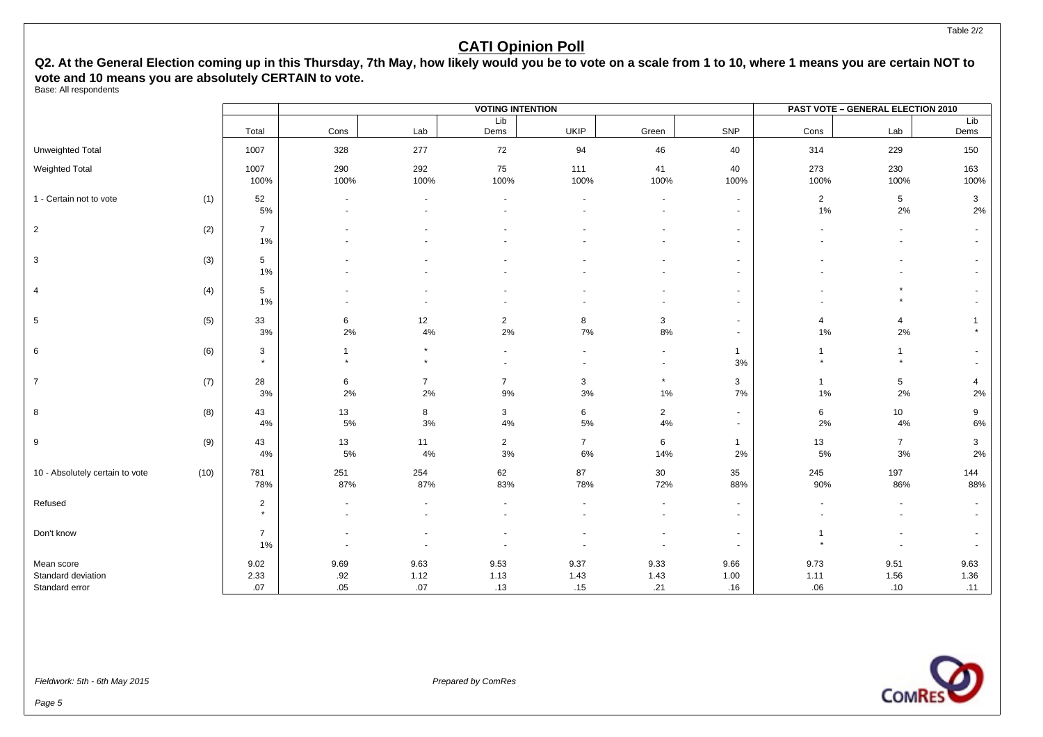Table 2/2

# CATI Opinion Poll

**Q2. At the General Election coming up in this Thursday, 7th May, how likely would you be to vote on a scale from 1 to 10, where 1 means you are certain NOT to vote and 10 means you are absolutely CERTAIN to vote.**

Base: All respondents

| | | | VOTING INTENTION | | | | | | PAST VOTE – GENERAL ELECTION 2010 | | |
|---|---|---|---|---|---|---|---|---|---|---|---|
| | | Total | Cons | Lab | Lib Dems | UKIP | Green | SNP | Cons | Lab | Lib Dems |
| Unweighted Total | | 1007 | 328 | 277 | 72 | 94 | 46 | 40 | 314 | 229 | 150 |
| Weighted Total | | 1007 | 290 | 292 | 75 | 111 | 41 | 40 | 273 | 230 | 163 |
| | | 100% | 100% | 100% | 100% | 100% | 100% | 100% | 100% | 100% | 100% |
| 1 - Certain not to vote | (1) | 52 | - | - | - | - | - | - | 2 | 5 | 3 |
| | | 5% | - | - | - | - | - | - | 1% | 2% | 2% |
| 2 | (2) | 7 | - | - | - | - | - | - | - | - | - |
| | | 1% | - | - | - | - | - | - | - | - | - |
| 3 | (3) | 5 | - | - | - | - | - | - | - | - | - |
| | | 1% | - | - | - | - | - | - | - | - | - |
| 4 | (4) | 5 | - | - | - | - | - | - | - | * | - |
| | | 1% | - | - | - | - | - | - | - | * | - |
| 5 | (5) | 33 | 6 | 12 | 2 | 8 | 3 | - | 4 | 4 | 1 |
| | | 3% | 2% | 4% | 2% | 7% | 8% | - | 1% | 2% | * |
| 6 | (6) | 3 | 1 | * | - | - | - | 1 | 1 | 1 | - |
| | | * | * | * | - | - | - | 3% | * | * | - |
| 7 | (7) | 28 | 6 | 7 | 7 | 3 | * | 3 | 1 | 5 | 4 |
| | | 3% | 2% | 2% | 9% | 3% | 1% | 7% | 1% | 2% | 2% |
| 8 | (8) | 43 | 13 | 8 | 3 | 6 | 2 | - | 6 | 10 | 9 |
| | | 4% | 5% | 3% | 4% | 5% | 4% | - | 2% | 4% | 6% |
| 9 | (9) | 43 | 13 | 11 | 2 | 7 | 6 | 1 | 13 | 7 | 3 |
| | | 4% | 5% | 4% | 3% | 6% | 14% | 2% | 5% | 3% | 2% |
| 10 - Absolutely certain to vote | (10) | 781 | 251 | 254 | 62 | 87 | 30 | 35 | 245 | 197 | 144 |
| | | 78% | 87% | 87% | 83% | 78% | 72% | 88% | 90% | 86% | 88% |
| Refused | | 2 | - | - | - | - | - | - | - | - | - |
| | | * | - | - | - | - | - | - | - | - | - |
| Don't know | | 7 | - | - | - | - | - | - | 1 | - | - |
| | | 1% | - | - | - | - | - | - | * | - | - |
| Mean score | | 9.02 | 9.69 | 9.63 | 9.53 | 9.37 | 9.33 | 9.66 | 9.73 | 9.51 | 9.63 |
| Standard deviation | | 2.33 | .92 | 1.12 | 1.13 | 1.43 | 1.43 | 1.00 | 1.11 | 1.56 | 1.36 |
| Standard error | | .07 | .05 | .07 | .13 | .15 | .21 | .16 | .06 | .10 | .11 |

*Fieldwork: 5th - 6th May 2015*

*Prepared by ComRes*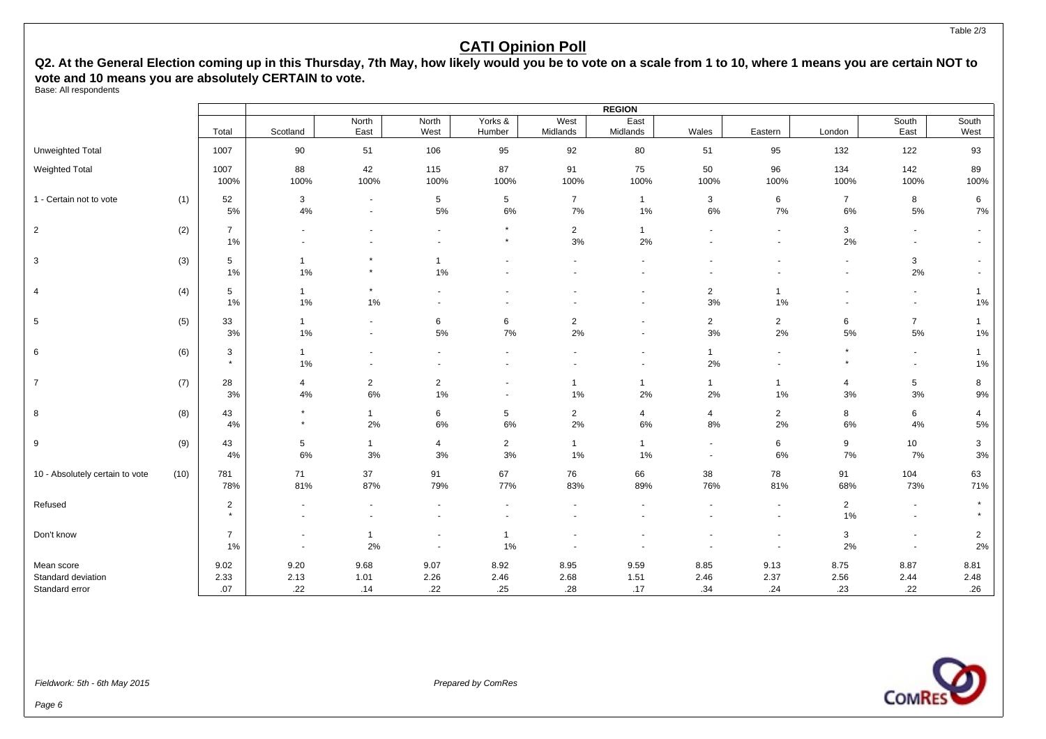Table 2/3

# CATI Opinion Poll

## Q2. At the General Election coming up in this Thursday, 7th May, how likely would you be to vote on a scale from 1 to 10, where 1 means you are certain NOT to vote and 10 means you are absolutely CERTAIN to vote.

Base: All respondents

| | | | REGION | | | | | | | | | | |
|---|---|---|---|---|---|---|---|---|---|---|---|---|---|
| | | Total | Scotland | North East | North West | Yorks & Humber | West Midlands | East Midlands | Wales | Eastern | London | South East | South West |
| Unweighted Total | | 1007 | 90 | 51 | 106 | 95 | 92 | 80 | 51 | 95 | 132 | 122 | 93 |
| Weighted Total | | 1007 | 88 | 42 | 115 | 87 | 91 | 75 | 50 | 96 | 134 | 142 | 89 |
| | | 100% | 100% | 100% | 100% | 100% | 100% | 100% | 100% | 100% | 100% | 100% | 100% |
| 1 - Certain not to vote | (1) | 52 | 3 | - | 5 | 5 | 7 | 1 | 3 | 6 | 7 | 8 | 6 |
| | | 5% | 4% | - | 5% | 6% | 7% | 1% | 6% | 7% | 6% | 5% | 7% |
| 2 | (2) | 7 | - | - | - | * | 2 | 1 | - | - | 3 | - | - |
| | | 1% | - | - | - | * | 3% | 2% | - | - | 2% | - | - |
| 3 | (3) | 5 | 1 | * | 1 | - | - | - | - | - | - | 3 | - |
| | | 1% | 1% | * | 1% | - | - | - | - | - | - | 2% | - |
| 4 | (4) | 5 | 1 | * | - | - | - | - | 2 | 1 | - | - | 1 |
| | | 1% | 1% | 1% | - | - | - | - | 3% | 1% | - | - | 1% |
| 5 | (5) | 33 | 1 | - | 6 | 6 | 2 | - | 2 | 2 | 6 | 7 | 1 |
| | | 3% | 1% | - | 5% | 7% | 2% | - | 3% | 2% | 5% | 5% | 1% |
| 6 | (6) | 3 | 1 | - | - | - | - | - | 1 | - | * | - | 1 |
| | | * | 1% | - | - | - | - | - | 2% | - | * | - | 1% |
| 7 | (7) | 28 | 4 | 2 | 2 | - | 1 | 1 | 1 | 1 | 4 | 5 | 8 |
| | | 3% | 4% | 6% | 1% | - | 1% | 2% | 2% | 1% | 3% | 3% | 9% |
| 8 | (8) | 43 | * | 1 | 6 | 5 | 2 | 4 | 4 | 2 | 8 | 6 | 4 |
| | | 4% | * | 2% | 6% | 6% | 2% | 6% | 8% | 2% | 6% | 4% | 5% |
| 9 | (9) | 43 | 5 | 1 | 4 | 2 | 1 | 1 | - | 6 | 9 | 10 | 3 |
| | | 4% | 6% | 3% | 3% | 3% | 1% | 1% | - | 6% | 7% | 7% | 3% |
| 10 - Absolutely certain to vote | (10) | 781 | 71 | 37 | 91 | 67 | 76 | 66 | 38 | 78 | 91 | 104 | 63 |
| | | 78% | 81% | 87% | 79% | 77% | 83% | 89% | 76% | 81% | 68% | 73% | 71% |
| Refused | | 2 | - | - | - | - | - | - | - | - | 2 | - | * |
| | | * | - | - | - | - | - | - | - | - | 1% | - | * |
| Don't know | | 7 | - | 1 | - | 1 | - | - | - | - | 3 | - | 2 |
| | | 1% | - | 2% | - | 1% | - | - | - | - | 2% | - | 2% |
| Mean score | | 9.02 | 9.20 | 9.68 | 9.07 | 8.92 | 8.95 | 9.59 | 8.85 | 9.13 | 8.75 | 8.87 | 8.81 |
| Standard deviation | | 2.33 | 2.13 | 1.01 | 2.26 | 2.46 | 2.68 | 1.51 | 2.46 | 2.37 | 2.56 | 2.44 | 2.48 |
| Standard error | | .07 | .22 | .14 | .22 | .25 | .28 | .17 | .34 | .24 | .23 | .22 | .26 |

*Fieldwork: 5th - 6th May 2015*

*Prepared by ComRes*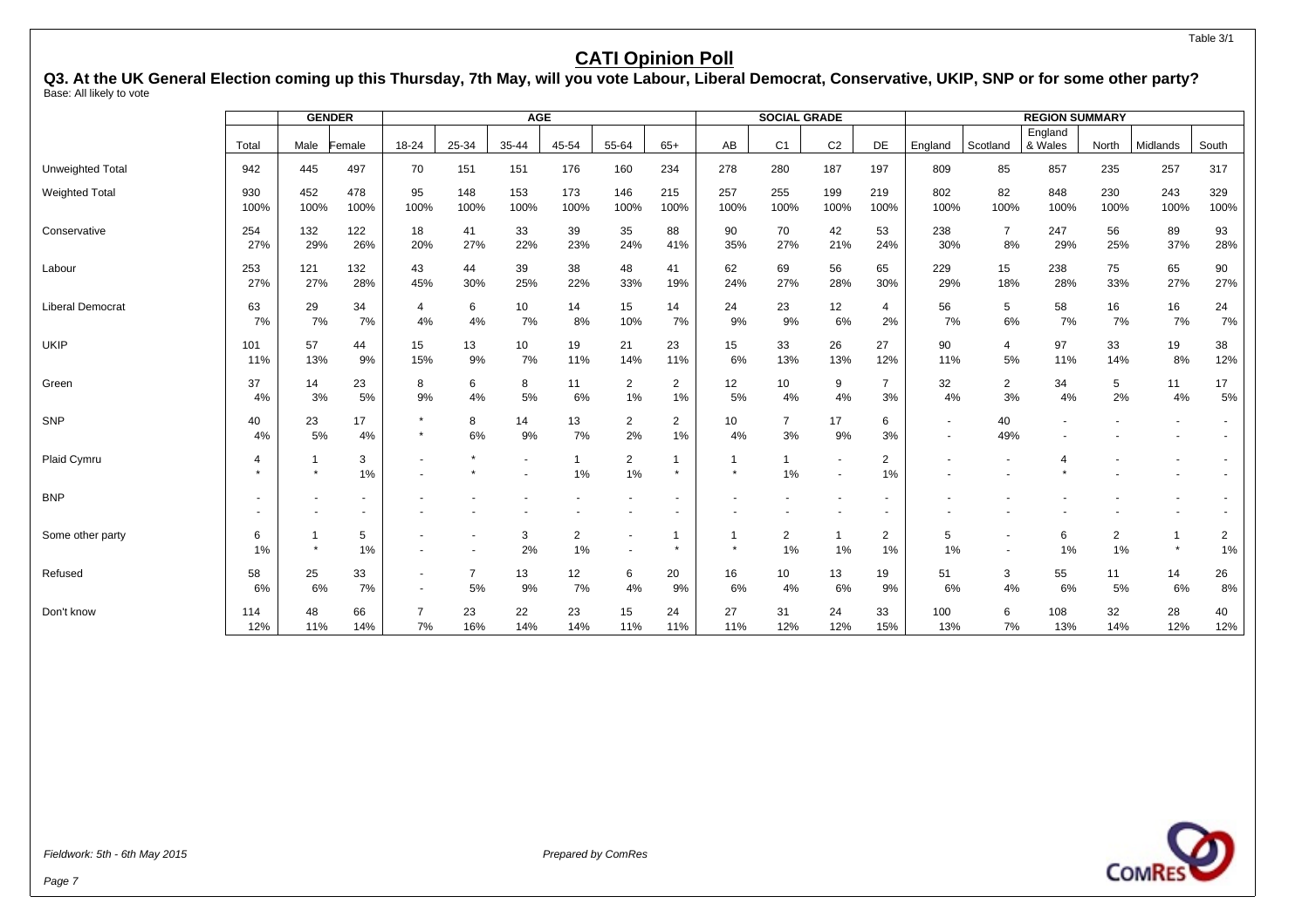# CATI Opinion Poll

**Q3. At the UK General Election coming up this Thursday, 7th May, will you vote Labour, Liberal Democrat, Conservative, UKIP, SNP or for some other party?**
Base: All likely to vote

| | | GENDER | | AGE | | | | | | SOCIAL GRADE | | | | REGION SUMMARY | | | | | |
|---|---|---|---|---|---|---|---|---|---|---|---|---|---|---|---|---|---|---|---|
| | Total | Male | Female | 18-24 | 25-34 | 35-44 | 45-54 | 55-64 | 65+ | AB | C1 | C2 | DE | England | Scotland | England & Wales | North | Midlands | South |
| Unweighted Total | 942 | 445 | 497 | 70 | 151 | 151 | 176 | 160 | 234 | 278 | 280 | 187 | 197 | 809 | 85 | 857 | 235 | 257 | 317 |
| Weighted Total | 930 | 452 | 478 | 95 | 148 | 153 | 173 | 146 | 215 | 257 | 255 | 199 | 219 | 802 | 82 | 848 | 230 | 243 | 329 |
| | 100% | 100% | 100% | 100% | 100% | 100% | 100% | 100% | 100% | 100% | 100% | 100% | 100% | 100% | 100% | 100% | 100% | 100% | 100% |
| Conservative | 254 | 132 | 122 | 18 | 41 | 33 | 39 | 35 | 88 | 90 | 70 | 42 | 53 | 238 | 7 | 247 | 56 | 89 | 93 |
| | 27% | 29% | 26% | 20% | 27% | 22% | 23% | 24% | 41% | 35% | 27% | 21% | 24% | 30% | 8% | 29% | 25% | 37% | 28% |
| Labour | 253 | 121 | 132 | 43 | 44 | 39 | 38 | 48 | 41 | 62 | 69 | 56 | 65 | 229 | 15 | 238 | 75 | 65 | 90 |
| | 27% | 27% | 28% | 45% | 30% | 25% | 22% | 33% | 19% | 24% | 27% | 28% | 30% | 29% | 18% | 28% | 33% | 27% | 27% |
| Liberal Democrat | 63 | 29 | 34 | 4 | 6 | 10 | 14 | 15 | 14 | 24 | 23 | 12 | 4 | 56 | 5 | 58 | 16 | 16 | 24 |
| | 7% | 7% | 7% | 4% | 4% | 7% | 8% | 10% | 7% | 9% | 9% | 6% | 2% | 7% | 6% | 7% | 7% | 7% | 7% |
| UKIP | 101 | 57 | 44 | 15 | 13 | 10 | 19 | 21 | 23 | 15 | 33 | 26 | 27 | 90 | 4 | 97 | 33 | 19 | 38 |
| | 11% | 13% | 9% | 15% | 9% | 7% | 11% | 14% | 11% | 6% | 13% | 13% | 12% | 11% | 5% | 11% | 14% | 8% | 12% |
| Green | 37 | 14 | 23 | 8 | 6 | 8 | 11 | 2 | 2 | 12 | 10 | 9 | 7 | 32 | 2 | 34 | 5 | 11 | 17 |
| | 4% | 3% | 5% | 9% | 4% | 5% | 6% | 1% | 1% | 5% | 4% | 4% | 3% | 4% | 3% | 4% | 2% | 4% | 5% |
| SNP | 40 | 23 | 17 | * | 8 | 14 | 13 | 2 | 2 | 10 | 7 | 17 | 6 | - | 40 | - | - | - | - |
| | 4% | 5% | 4% | * | 6% | 9% | 7% | 2% | 1% | 4% | 3% | 9% | 3% | - | 49% | - | - | - | - |
| Plaid Cymru | 4 | 1 | 3 | - | * | - | 1 | 2 | 1 | 1 | 1 | - | 2 | - | - | 4 | - | - | - |
| | * | * | 1% | - | * | - | 1% | 1% | * | * | 1% | - | 1% | - | - | * | - | - | - |
| BNP | - | - | - | - | - | - | - | - | - | - | - | - | - | - | - | - | - | - | - |
| | - | - | - | - | - | - | - | - | - | - | - | - | - | - | - | - | - | - | - |
| Some other party | 6 | 1 | 5 | - | - | 3 | 2 | - | 1 | 1 | 2 | 1 | 2 | 5 | - | 6 | 2 | 1 | 2 |
| | 1% | * | 1% | - | - | 2% | 1% | - | * | * | 1% | 1% | 1% | 1% | - | 1% | 1% | * | 1% |
| Refused | 58 | 25 | 33 | - | 7 | 13 | 12 | 6 | 20 | 16 | 10 | 13 | 19 | 51 | 3 | 55 | 11 | 14 | 26 |
| | 6% | 6% | 7% | - | 5% | 9% | 7% | 4% | 9% | 6% | 4% | 6% | 9% | 6% | 4% | 6% | 5% | 6% | 8% |
| Don't know | 114 | 48 | 66 | 7 | 23 | 22 | 23 | 15 | 24 | 27 | 31 | 24 | 33 | 100 | 6 | 108 | 32 | 28 | 40 |
| | 12% | 11% | 14% | 7% | 16% | 14% | 14% | 11% | 11% | 11% | 12% | 12% | 15% | 13% | 7% | 13% | 14% | 12% | 12% |

*Fieldwork: 5th - 6th May 2015*

*Prepared by ComRes*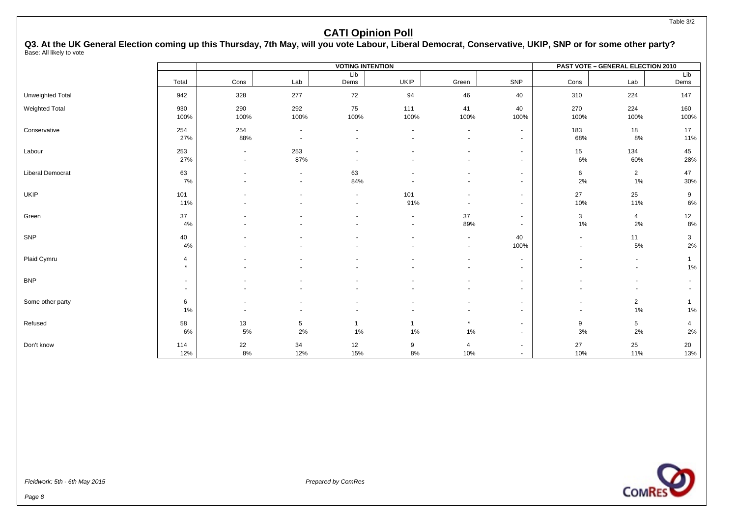Table 3/2

# CATI Opinion Poll

**Q3. At the UK General Election coming up this Thursday, 7th May, will you vote Labour, Liberal Democrat, Conservative, UKIP, SNP or for some other party?**
Base: All likely to vote

| | | VOTING INTENTION | | | | | | PAST VOTE – GENERAL ELECTION 2010 | | |
|---|---|---|---|---|---|---|---|---|---|---|
| | Total | Cons | Lab | Lib Dems | UKIP | Green | SNP | Cons | Lab | Lib Dems |
| Unweighted Total | 942 | 328 | 277 | 72 | 94 | 46 | 40 | 310 | 224 | 147 |
| Weighted Total | 930 | 290 | 292 | 75 | 111 | 41 | 40 | 270 | 224 | 160 |
| | 100% | 100% | 100% | 100% | 100% | 100% | 100% | 100% | 100% | 100% |
| Conservative | 254 | 254 | - | - | - | - | - | 183 | 18 | 17 |
| | 27% | 88% | - | - | - | - | - | 68% | 8% | 11% |
| Labour | 253 | - | 253 | - | - | - | - | 15 | 134 | 45 |
| | 27% | - | 87% | - | - | - | - | 6% | 60% | 28% |
| Liberal Democrat | 63 | - | - | 63 | - | - | - | 6 | 2 | 47 |
| | 7% | - | - | 84% | - | - | - | 2% | 1% | 30% |
| UKIP | 101 | - | - | - | 101 | - | - | 27 | 25 | 9 |
| | 11% | - | - | - | 91% | - | - | 10% | 11% | 6% |
| Green | 37 | - | - | - | - | 37 | - | 3 | 4 | 12 |
| | 4% | - | - | - | - | 89% | - | 1% | 2% | 8% |
| SNP | 40 | - | - | - | - | - | 40 | - | 11 | 3 |
| | 4% | - | - | - | - | - | 100% | - | 5% | 2% |
| Plaid Cymru | 4 | - | - | - | - | - | - | - | - | 1 |
| | * | - | - | - | - | - | - | - | - | 1% |
| BNP | - | - | - | - | - | - | - | - | - | - |
| | - | - | - | - | - | - | - | - | - | - |
| Some other party | 6 | - | - | - | - | - | - | - | 2 | 1 |
| | 1% | - | - | - | - | - | - | - | 1% | 1% |
| Refused | 58 | 13 | 5 | 1 | 1 | * | - | 9 | 5 | 4 |
| | 6% | 5% | 2% | 1% | 1% | 1% | - | 3% | 2% | 2% |
| Don't know | 114 | 22 | 34 | 12 | 9 | 4 | - | 27 | 25 | 20 |
| | 12% | 8% | 12% | 15% | 8% | 10% | - | 10% | 11% | 13% |

*Fieldwork: 5th - 6th May 2015*

*Prepared by ComRes*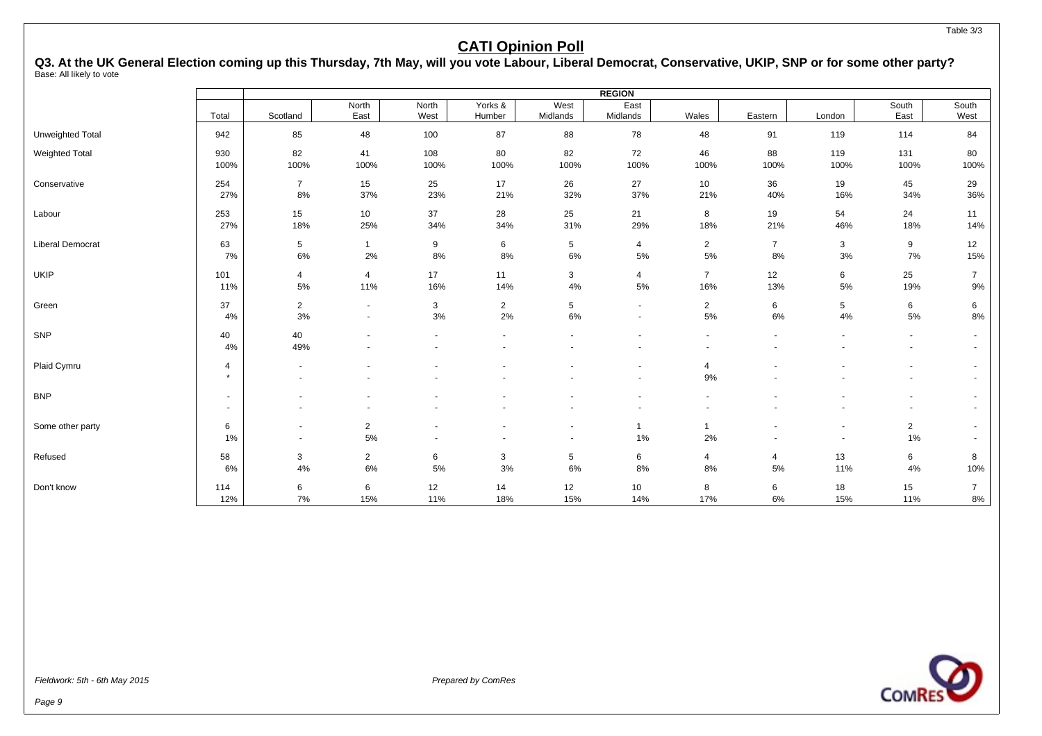Table 3/3

# CATI Opinion Poll

**Q3. At the UK General Election coming up this Thursday, 7th May, will you vote Labour, Liberal Democrat, Conservative, UKIP, SNP or for some other party?**
Base: All likely to vote

| | Total | REGION | | | | | | | | | | |
|---|---|---|---|---|---|---|---|---|---|---|---|---|
| | | Scotland | North East | North West | Yorks & Humber | West Midlands | East Midlands | Wales | Eastern | London | South East | South West |
| Unweighted Total | 942 | 85 | 48 | 100 | 87 | 88 | 78 | 48 | 91 | 119 | 114 | 84 |
| Weighted Total | 930 | 82 | 41 | 108 | 80 | 82 | 72 | 46 | 88 | 119 | 131 | 80 |
| | 100% | 100% | 100% | 100% | 100% | 100% | 100% | 100% | 100% | 100% | 100% | 100% |
| Conservative | 254 | 7 | 15 | 25 | 17 | 26 | 27 | 10 | 36 | 19 | 45 | 29 |
| | 27% | 8% | 37% | 23% | 21% | 32% | 37% | 21% | 40% | 16% | 34% | 36% |
| Labour | 253 | 15 | 10 | 37 | 28 | 25 | 21 | 8 | 19 | 54 | 24 | 11 |
| | 27% | 18% | 25% | 34% | 34% | 31% | 29% | 18% | 21% | 46% | 18% | 14% |
| Liberal Democrat | 63 | 5 | 1 | 9 | 6 | 5 | 4 | 2 | 7 | 3 | 9 | 12 |
| | 7% | 6% | 2% | 8% | 8% | 6% | 5% | 5% | 8% | 3% | 7% | 15% |
| UKIP | 101 | 4 | 4 | 17 | 11 | 3 | 4 | 7 | 12 | 6 | 25 | 7 |
| | 11% | 5% | 11% | 16% | 14% | 4% | 5% | 16% | 13% | 5% | 19% | 9% |
| Green | 37 | 2 | - | 3 | 2 | 5 | - | 2 | 6 | 5 | 6 | 6 |
| | 4% | 3% | - | 3% | 2% | 6% | - | 5% | 6% | 4% | 5% | 8% |
| SNP | 40 | 40 | - | - | - | - | - | - | - | - | - | - |
| | 4% | 49% | - | - | - | - | - | - | - | - | - | - |
| Plaid Cymru | 4 | - | - | - | - | - | - | 4 | - | - | - | - |
| | * | - | - | - | - | - | - | 9% | - | - | - | - |
| BNP | - | - | - | - | - | - | - | - | - | - | - | - |
| | - | - | - | - | - | - | - | - | - | - | - | - |
| Some other party | 6 | - | 2 | - | - | - | 1 | 1 | - | - | 2 | - |
| | 1% | - | 5% | - | - | - | 1% | 2% | - | - | 1% | - |
| Refused | 58 | 3 | 2 | 6 | 3 | 5 | 6 | 4 | 4 | 13 | 6 | 8 |
| | 6% | 4% | 6% | 5% | 3% | 6% | 8% | 8% | 5% | 11% | 4% | 10% |
| Don't know | 114 | 6 | 6 | 12 | 14 | 12 | 10 | 8 | 6 | 18 | 15 | 7 |
| | 12% | 7% | 15% | 11% | 18% | 15% | 14% | 17% | 6% | 15% | 11% | 8% |

*Fieldwork: 5th - 6th May 2015*

*Prepared by ComRes*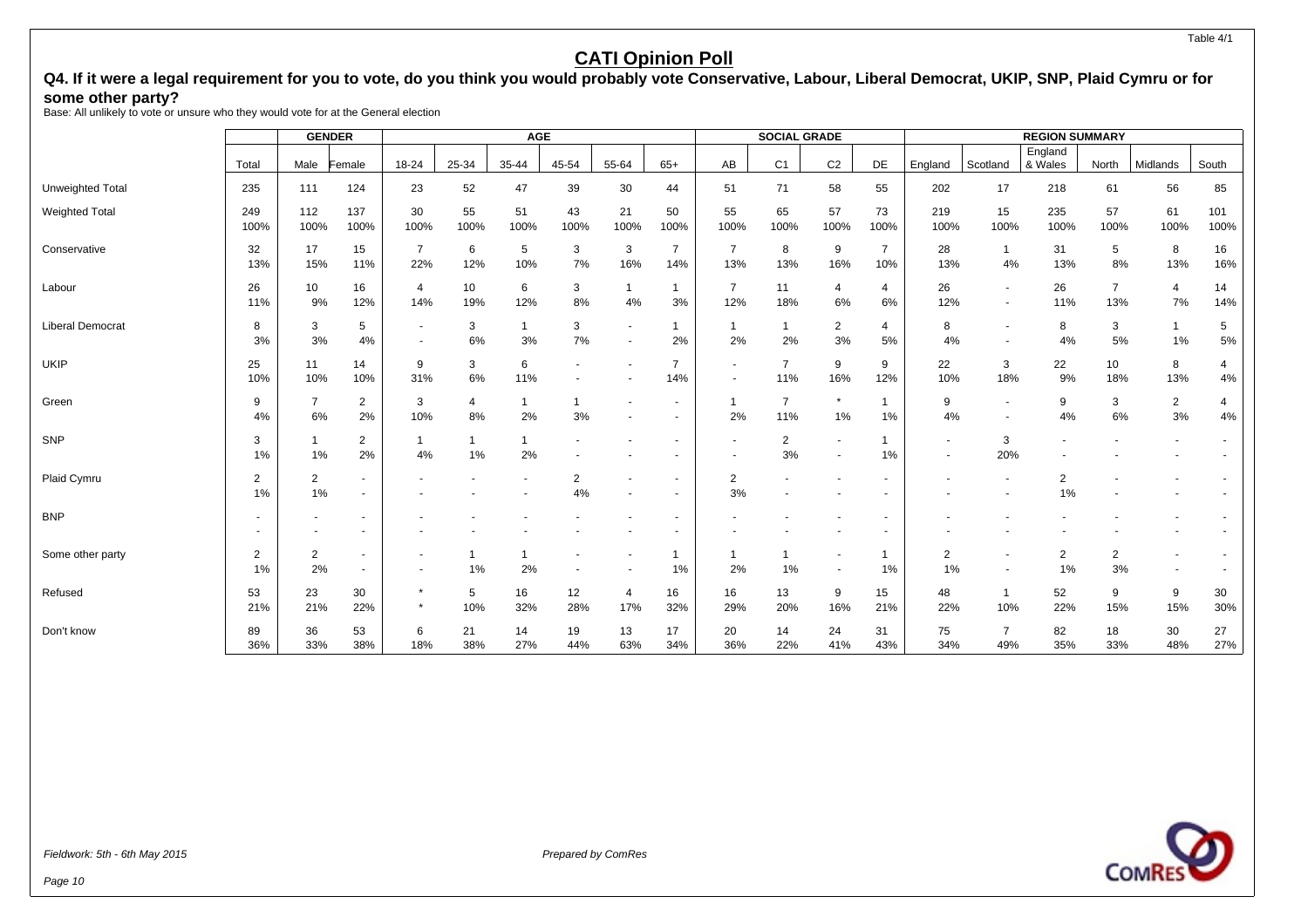# CATI Opinion Poll

## Q4. If it were a legal requirement for you to vote, do you think you would probably vote Conservative, Labour, Liberal Democrat, UKIP, SNP, Plaid Cymru or for some other party?

Base: All unlikely to vote or unsure who they would vote for at the General election

| | | GENDER | | AGE | | | | | | SOCIAL GRADE | | | | REGION SUMMARY | | | | | |
|---|---|---|---|---|---|---|---|---|---|---|---|---|---|---|---|---|---|---|---|
| | Total | Male | Female | 18-24 | 25-34 | 35-44 | 45-54 | 55-64 | 65+ | AB | C1 | C2 | DE | England | Scotland | England & Wales | North | Midlands | South |
| Unweighted Total | 235 | 111 | 124 | 23 | 52 | 47 | 39 | 30 | 44 | 51 | 71 | 58 | 55 | 202 | 17 | 218 | 61 | 56 | 85 |
| Weighted Total | 249 | 112 | 137 | 30 | 55 | 51 | 43 | 21 | 50 | 55 | 65 | 57 | 73 | 219 | 15 | 235 | 57 | 61 | 101 |
| | 100% | 100% | 100% | 100% | 100% | 100% | 100% | 100% | 100% | 100% | 100% | 100% | 100% | 100% | 100% | 100% | 100% | 100% | 100% |
| Conservative | 32 | 17 | 15 | 7 | 6 | 5 | 3 | 3 | 7 | 7 | 8 | 9 | 7 | 28 | 1 | 31 | 5 | 8 | 16 |
| | 13% | 15% | 11% | 22% | 12% | 10% | 7% | 16% | 14% | 13% | 13% | 16% | 10% | 13% | 4% | 13% | 8% | 13% | 16% |
| Labour | 26 | 10 | 16 | 4 | 10 | 6 | 3 | 1 | 1 | 7 | 11 | 4 | 4 | 26 | - | 26 | 7 | 4 | 14 |
| | 11% | 9% | 12% | 14% | 19% | 12% | 8% | 4% | 3% | 12% | 18% | 6% | 6% | 12% | - | 11% | 13% | 7% | 14% |
| Liberal Democrat | 8 | 3 | 5 | - | 3 | 1 | 3 | - | 1 | 1 | 1 | 2 | 4 | 8 | - | 8 | 3 | 1 | 5 |
| | 3% | 3% | 4% | - | 6% | 3% | 7% | - | 2% | 2% | 2% | 3% | 5% | 4% | - | 4% | 5% | 1% | 5% |
| UKIP | 25 | 11 | 14 | 9 | 3 | 6 | - | - | 7 | - | 7 | 9 | 9 | 22 | 3 | 22 | 10 | 8 | 4 |
| | 10% | 10% | 10% | 31% | 6% | 11% | - | - | 14% | - | 11% | 16% | 12% | 10% | 18% | 9% | 18% | 13% | 4% |
| Green | 9 | 7 | 2 | 3 | 4 | 1 | 1 | - | - | 1 | 7 | * | 1 | 9 | - | 9 | 3 | 2 | 4 |
| | 4% | 6% | 2% | 10% | 8% | 2% | 3% | - | - | 2% | 11% | 1% | 1% | 4% | - | 4% | 6% | 3% | 4% |
| SNP | 3 | 1 | 2 | 1 | 1 | 1 | - | - | - | - | 2 | - | 1 | - | 3 | - | - | - | - |
| | 1% | 1% | 2% | 4% | 1% | 2% | - | - | - | - | 3% | - | 1% | - | 20% | - | - | - | - |
| Plaid Cymru | 2 | 2 | - | - | - | - | 2 | - | - | 2 | - | - | - | - | - | 2 | - | - | - |
| | 1% | 1% | - | - | - | - | 4% | - | - | 3% | - | - | - | - | - | 1% | - | - | - |
| BNP | - | - | - | - | - | - | - | - | - | - | - | - | - | - | - | - | - | - | - |
| | - | - | - | - | - | - | - | - | - | - | - | - | - | - | - | - | - | - | - |
| Some other party | 2 | 2 | - | - | 1 | 1 | - | - | 1 | 1 | 1 | - | 1 | 2 | - | 2 | 2 | - | - |
| | 1% | 2% | - | - | 1% | 2% | - | - | 1% | 2% | 1% | - | 1% | 1% | - | 1% | 3% | - | - |
| Refused | 53 | 23 | 30 | * | 5 | 16 | 12 | 4 | 16 | 16 | 13 | 9 | 15 | 48 | 1 | 52 | 9 | 9 | 30 |
| | 21% | 21% | 22% | * | 10% | 32% | 28% | 17% | 32% | 29% | 20% | 16% | 21% | 22% | 10% | 22% | 15% | 15% | 30% |
| Don't know | 89 | 36 | 53 | 6 | 21 | 14 | 19 | 13 | 17 | 20 | 14 | 24 | 31 | 75 | 7 | 82 | 18 | 30 | 27 |
| | 36% | 33% | 38% | 18% | 38% | 27% | 44% | 63% | 34% | 36% | 22% | 41% | 43% | 34% | 49% | 35% | 33% | 48% | 27% |

*Fieldwork: 5th - 6th May 2015*

*Prepared by ComRes*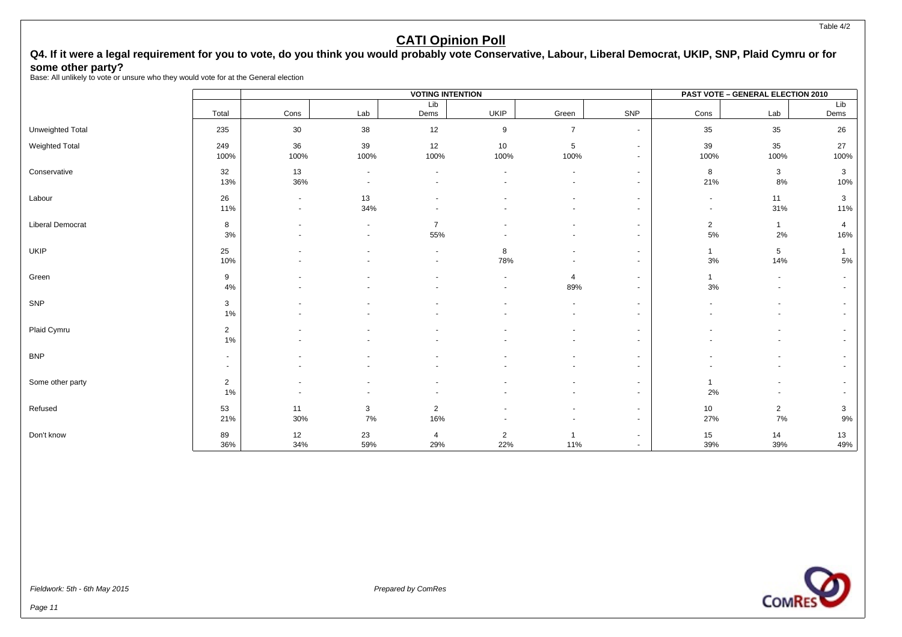Table 4/2

# CATI Opinion Poll

## Q4. If it were a legal requirement for you to vote, do you think you would probably vote Conservative, Labour, Liberal Democrat, UKIP, SNP, Plaid Cymru or for some other party?

Base: All unlikely to vote or unsure who they would vote for at the General election

| | | VOTING INTENTION | | | | | | PAST VOTE – GENERAL ELECTION 2010 | | |
|---|---|---|---|---|---|---|---|---|---|---|
| | Total | Cons | Lab | Lib Dems | UKIP | Green | SNP | Cons | Lab | Lib Dems |
| Unweighted Total | 235 | 30 | 38 | 12 | 9 | 7 | - | 35 | 35 | 26 |
| Weighted Total | 249 | 36 | 39 | 12 | 10 | 5 | - | 39 | 35 | 27 |
| | 100% | 100% | 100% | 100% | 100% | 100% | - | 100% | 100% | 100% |
| Conservative | 32 | 13 | - | - | - | - | - | 8 | 3 | 3 |
| | 13% | 36% | - | - | - | - | - | 21% | 8% | 10% |
| Labour | 26 | - | 13 | - | - | - | - | - | 11 | 3 |
| | 11% | - | 34% | - | - | - | - | - | 31% | 11% |
| Liberal Democrat | 8 | - | - | 7 | - | - | - | 2 | 1 | 4 |
| | 3% | - | - | 55% | - | - | - | 5% | 2% | 16% |
| UKIP | 25 | - | - | - | 8 | - | - | 1 | 5 | 1 |
| | 10% | - | - | - | 78% | - | - | 3% | 14% | 5% |
| Green | 9 | - | - | - | - | 4 | - | 1 | - | - |
| | 4% | - | - | - | - | 89% | - | 3% | - | - |
| SNP | 3 | - | - | - | - | - | - | - | - | - |
| | 1% | - | - | - | - | - | - | - | - | - |
| Plaid Cymru | 2 | - | - | - | - | - | - | - | - | - |
| | 1% | - | - | - | - | - | - | - | - | - |
| BNP | - | - | - | - | - | - | - | - | - | - |
| | - | - | - | - | - | - | - | - | - | - |
| Some other party | 2 | - | - | - | - | - | - | 1 | - | - |
| | 1% | - | - | - | - | - | - | 2% | - | - |
| Refused | 53 | 11 | 3 | 2 | - | - | - | 10 | 2 | 3 |
| | 21% | 30% | 7% | 16% | - | - | - | 27% | 7% | 9% |
| Don't know | 89 | 12 | 23 | 4 | 2 | 1 | - | 15 | 14 | 13 |
| | 36% | 34% | 59% | 29% | 22% | 11% | - | 39% | 39% | 49% |

*Fieldwork: 5th - 6th May 2015*

*Prepared by ComRes*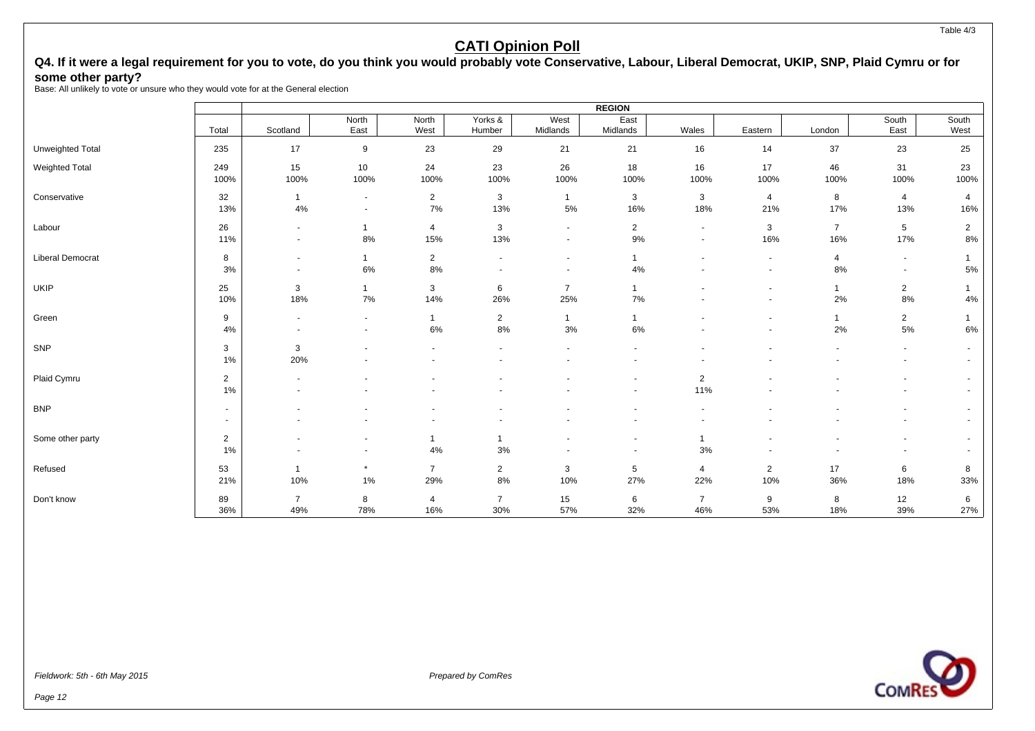Table 4/3

# CATI Opinion Poll

## Q4. If it were a legal requirement for you to vote, do you think you would probably vote Conservative, Labour, Liberal Democrat, UKIP, SNP, Plaid Cymru or for some other party?

Base: All unlikely to vote or unsure who they would vote for at the General election

| | | REGION | | | | | | | | | | |
|---|---|---|---|---|---|---|---|---|---|---|---|---|
| | Total | Scotland | North East | North West | Yorks & Humber | West Midlands | East Midlands | Wales | Eastern | London | South East | South West |
| Unweighted Total | 235 | 17 | 9 | 23 | 29 | 21 | 21 | 16 | 14 | 37 | 23 | 25 |
| Weighted Total | 249 | 15 | 10 | 24 | 23 | 26 | 18 | 16 | 17 | 46 | 31 | 23 |
| | 100% | 100% | 100% | 100% | 100% | 100% | 100% | 100% | 100% | 100% | 100% | 100% |
| Conservative | 32 | 1 | - | 2 | 3 | 1 | 3 | 3 | 4 | 8 | 4 | 4 |
| | 13% | 4% | - | 7% | 13% | 5% | 16% | 18% | 21% | 17% | 13% | 16% |
| Labour | 26 | - | 1 | 4 | 3 | - | 2 | - | 3 | 7 | 5 | 2 |
| | 11% | - | 8% | 15% | 13% | - | 9% | - | 16% | 16% | 17% | 8% |
| Liberal Democrat | 8 | - | 1 | 2 | - | - | 1 | - | - | 4 | - | 1 |
| | 3% | - | 6% | 8% | - | - | 4% | - | - | 8% | - | 5% |
| UKIP | 25 | 3 | 1 | 3 | 6 | 7 | 1 | - | - | 1 | 2 | 1 |
| | 10% | 18% | 7% | 14% | 26% | 25% | 7% | - | - | 2% | 8% | 4% |
| Green | 9 | - | - | 1 | 2 | 1 | 1 | - | - | 1 | 2 | 1 |
| | 4% | - | - | 6% | 8% | 3% | 6% | - | - | 2% | 5% | 6% |
| SNP | 3 | 3 | - | - | - | - | - | - | - | - | - | - |
| | 1% | 20% | - | - | - | - | - | - | - | - | - | - |
| Plaid Cymru | 2 | - | - | - | - | - | - | 2 | - | - | - | - |
| | 1% | - | - | - | - | - | - | 11% | - | - | - | - |
| BNP | - | - | - | - | - | - | - | - | - | - | - | - |
| | - | - | - | - | - | - | - | - | - | - | - | - |
| Some other party | 2 | - | - | 1 | 1 | - | - | 1 | - | - | - | - |
| | 1% | - | - | 4% | 3% | - | - | 3% | - | - | - | - |
| Refused | 53 | 1 | * | 7 | 2 | 3 | 5 | 4 | 2 | 17 | 6 | 8 |
| | 21% | 10% | 1% | 29% | 8% | 10% | 27% | 22% | 10% | 36% | 18% | 33% |
| Don't know | 89 | 7 | 8 | 4 | 7 | 15 | 6 | 7 | 9 | 8 | 12 | 6 |
| | 36% | 49% | 78% | 16% | 30% | 57% | 32% | 46% | 53% | 18% | 39% | 27% |

*Fieldwork: 5th - 6th May 2015*

*Prepared by ComRes*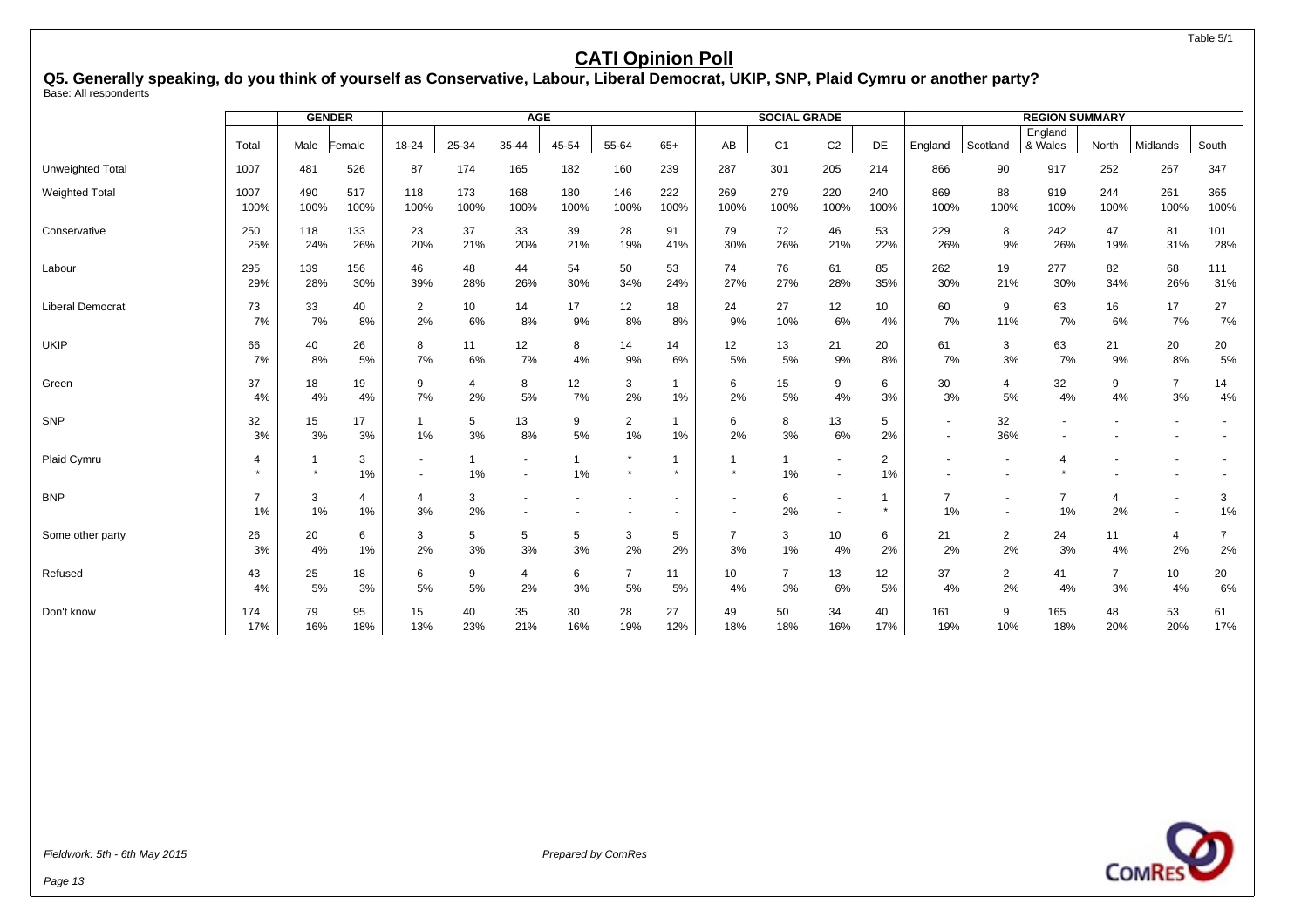Table 5/1

# CATI Opinion Poll

**Q5. Generally speaking, do you think of yourself as Conservative, Labour, Liberal Democrat, UKIP, SNP, Plaid Cymru or another party?**
Base: All respondents

| | | GENDER | | AGE | | | | | | SOCIAL GRADE | | | | REGION SUMMARY | | | | | |
|---|---|---|---|---|---|---|---|---|---|---|---|---|---|---|---|---|---|---|---|
| | Total | Male | Female | 18-24 | 25-34 | 35-44 | 45-54 | 55-64 | 65+ | AB | C1 | C2 | DE | England | Scotland | England & Wales | North | Midlands | South |
| Unweighted Total | 1007 | 481 | 526 | 87 | 174 | 165 | 182 | 160 | 239 | 287 | 301 | 205 | 214 | 866 | 90 | 917 | 252 | 267 | 347 |
| Weighted Total | 1007 | 490 | 517 | 118 | 173 | 168 | 180 | 146 | 222 | 269 | 279 | 220 | 240 | 869 | 88 | 919 | 244 | 261 | 365 |
| | 100% | 100% | 100% | 100% | 100% | 100% | 100% | 100% | 100% | 100% | 100% | 100% | 100% | 100% | 100% | 100% | 100% | 100% | 100% |
| Conservative | 250 | 118 | 133 | 23 | 37 | 33 | 39 | 28 | 91 | 79 | 72 | 46 | 53 | 229 | 8 | 242 | 47 | 81 | 101 |
| | 25% | 24% | 26% | 20% | 21% | 20% | 21% | 19% | 41% | 30% | 26% | 21% | 22% | 26% | 9% | 26% | 19% | 31% | 28% |
| Labour | 295 | 139 | 156 | 46 | 48 | 44 | 54 | 50 | 53 | 74 | 76 | 61 | 85 | 262 | 19 | 277 | 82 | 68 | 111 |
| | 29% | 28% | 30% | 39% | 28% | 26% | 30% | 34% | 24% | 27% | 27% | 28% | 35% | 30% | 21% | 30% | 34% | 26% | 31% |
| Liberal Democrat | 73 | 33 | 40 | 2 | 10 | 14 | 17 | 12 | 18 | 24 | 27 | 12 | 10 | 60 | 9 | 63 | 16 | 17 | 27 |
| | 7% | 7% | 8% | 2% | 6% | 8% | 9% | 8% | 8% | 9% | 10% | 6% | 4% | 7% | 11% | 7% | 6% | 7% | 7% |
| UKIP | 66 | 40 | 26 | 8 | 11 | 12 | 8 | 14 | 14 | 12 | 13 | 21 | 20 | 61 | 3 | 63 | 21 | 20 | 20 |
| | 7% | 8% | 5% | 7% | 6% | 7% | 4% | 9% | 6% | 5% | 5% | 9% | 8% | 7% | 3% | 7% | 9% | 8% | 5% |
| Green | 37 | 18 | 19 | 9 | 4 | 8 | 12 | 3 | 1 | 6 | 15 | 9 | 6 | 30 | 4 | 32 | 9 | 7 | 14 |
| | 4% | 4% | 4% | 7% | 2% | 5% | 7% | 2% | 1% | 2% | 5% | 4% | 3% | 3% | 5% | 4% | 4% | 3% | 4% |
| SNP | 32 | 15 | 17 | 1 | 5 | 13 | 9 | 2 | 1 | 6 | 8 | 13 | 5 | - | 32 | - | - | - | - |
| | 3% | 3% | 3% | 1% | 3% | 8% | 5% | 1% | 1% | 2% | 3% | 6% | 2% | - | 36% | - | - | - | - |
| Plaid Cymru | 4 | 1 | 3 | - | 1 | - | 1 | * | 1 | 1 | 1 | - | 2 | - | - | 4 | - | - | - |
| | * | * | 1% | - | 1% | - | 1% | * | * | * | 1% | - | 1% | - | - | * | - | - | - |
| BNP | 7 | 3 | 4 | 4 | 3 | - | - | - | - | - | 6 | - | 1 | 7 | - | 7 | 4 | - | 3 |
| | 1% | 1% | 1% | 3% | 2% | - | - | - | - | - | 2% | - | * | 1% | - | 1% | 2% | - | 1% |
| Some other party | 26 | 20 | 6 | 3 | 5 | 5 | 5 | 3 | 5 | 7 | 3 | 10 | 6 | 21 | 2 | 24 | 11 | 4 | 7 |
| | 3% | 4% | 1% | 2% | 3% | 3% | 3% | 2% | 2% | 3% | 1% | 4% | 2% | 2% | 2% | 3% | 4% | 2% | 2% |
| Refused | 43 | 25 | 18 | 6 | 9 | 4 | 6 | 7 | 11 | 10 | 7 | 13 | 12 | 37 | 2 | 41 | 7 | 10 | 20 |
| | 4% | 5% | 3% | 5% | 5% | 2% | 3% | 5% | 5% | 4% | 3% | 6% | 5% | 4% | 2% | 4% | 3% | 4% | 6% |
| Don't know | 174 | 79 | 95 | 15 | 40 | 35 | 30 | 28 | 27 | 49 | 50 | 34 | 40 | 161 | 9 | 165 | 48 | 53 | 61 |
| | 17% | 16% | 18% | 13% | 23% | 21% | 16% | 19% | 12% | 18% | 18% | 16% | 17% | 19% | 10% | 18% | 20% | 20% | 17% |

*Fieldwork: 5th - 6th May 2015*

*Prepared by ComRes*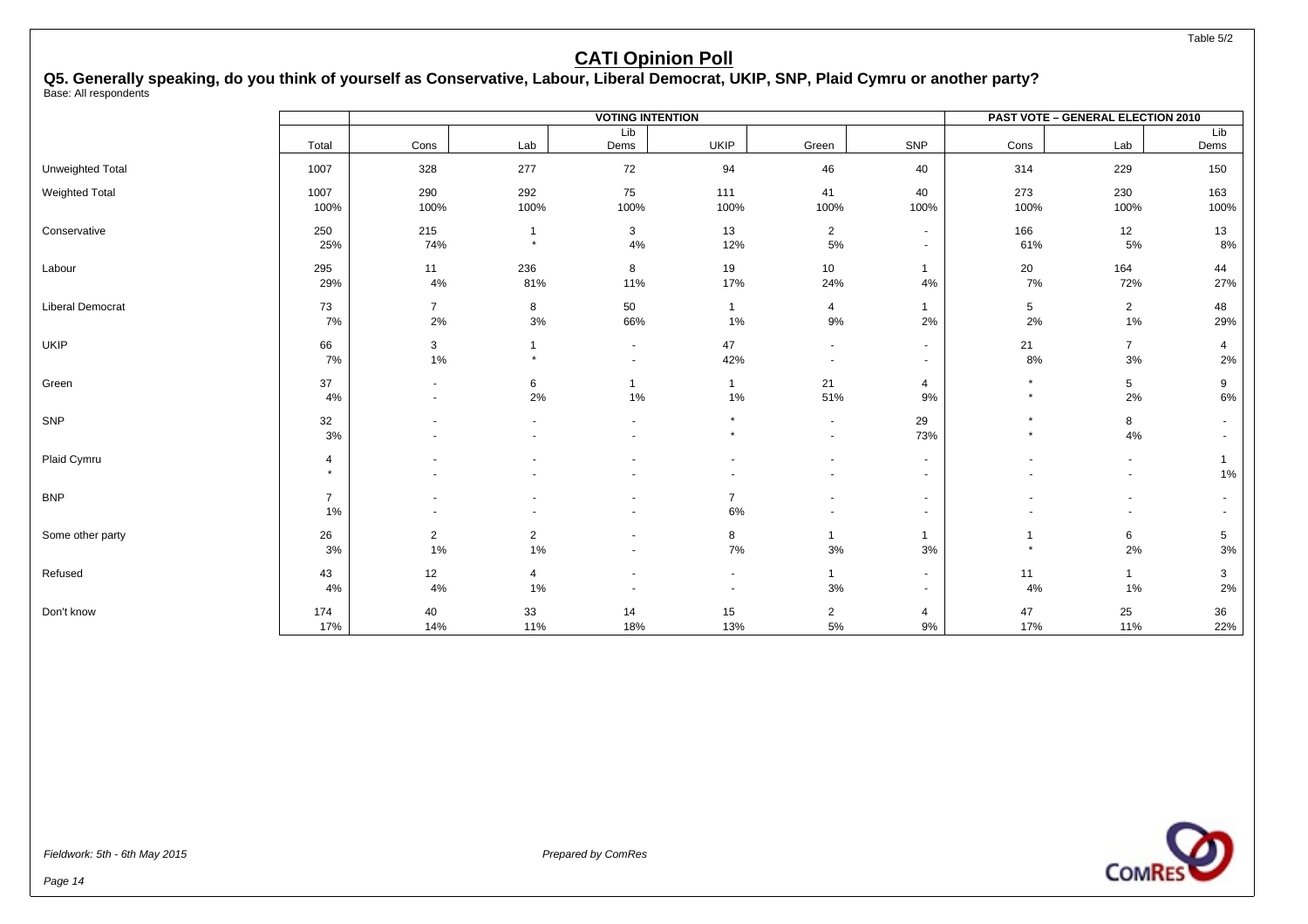Table 5/2

# CATI Opinion Poll

**Q5. Generally speaking, do you think of yourself as Conservative, Labour, Liberal Democrat, UKIP, SNP, Plaid Cymru or another party?**
Base: All respondents

| | | VOTING INTENTION | | | | | | PAST VOTE – GENERAL ELECTION 2010 | | |
|---|---|---|---|---|---|---|---|---|---|---|
| | Total | Cons | Lab | Lib Dems | UKIP | Green | SNP | Cons | Lab | Lib Dems |
| Unweighted Total | 1007 | 328 | 277 | 72 | 94 | 46 | 40 | 314 | 229 | 150 |
| Weighted Total | 1007 | 290 | 292 | 75 | 111 | 41 | 40 | 273 | 230 | 163 |
| | 100% | 100% | 100% | 100% | 100% | 100% | 100% | 100% | 100% | 100% |
| Conservative | 250 | 215 | 1 | 3 | 13 | 2 | - | 166 | 12 | 13 |
| | 25% | 74% | * | 4% | 12% | 5% | - | 61% | 5% | 8% |
| Labour | 295 | 11 | 236 | 8 | 19 | 10 | 1 | 20 | 164 | 44 |
| | 29% | 4% | 81% | 11% | 17% | 24% | 4% | 7% | 72% | 27% |
| Liberal Democrat | 73 | 7 | 8 | 50 | 1 | 4 | 1 | 5 | 2 | 48 |
| | 7% | 2% | 3% | 66% | 1% | 9% | 2% | 2% | 1% | 29% |
| UKIP | 66 | 3 | 1 | - | 47 | - | - | 21 | 7 | 4 |
| | 7% | 1% | * | - | 42% | - | - | 8% | 3% | 2% |
| Green | 37 | - | 6 | 1 | 1 | 21 | 4 | * | 5 | 9 |
| | 4% | - | 2% | 1% | 1% | 51% | 9% | * | 2% | 6% |
| SNP | 32 | - | - | - | * | - | 29 | * | 8 | - |
| | 3% | - | - | - | * | - | 73% | * | 4% | - |
| Plaid Cymru | 4 | - | - | - | - | - | - | - | - | 1 |
| | * | - | - | - | - | - | - | - | - | 1% |
| BNP | 7 | - | - | - | 7 | - | - | - | - | - |
| | 1% | - | - | - | 6% | - | - | - | - | - |
| Some other party | 26 | 2 | 2 | - | 8 | 1 | 1 | 1 | 6 | 5 |
| | 3% | 1% | 1% | - | 7% | 3% | 3% | * | 2% | 3% |
| Refused | 43 | 12 | 4 | - | - | 1 | - | 11 | 1 | 3 |
| | 4% | 4% | 1% | - | - | 3% | - | 4% | 1% | 2% |
| Don't know | 174 | 40 | 33 | 14 | 15 | 2 | 4 | 47 | 25 | 36 |
| | 17% | 14% | 11% | 18% | 13% | 5% | 9% | 17% | 11% | 22% |

*Fieldwork: 5th - 6th May 2015*

*Prepared by ComRes*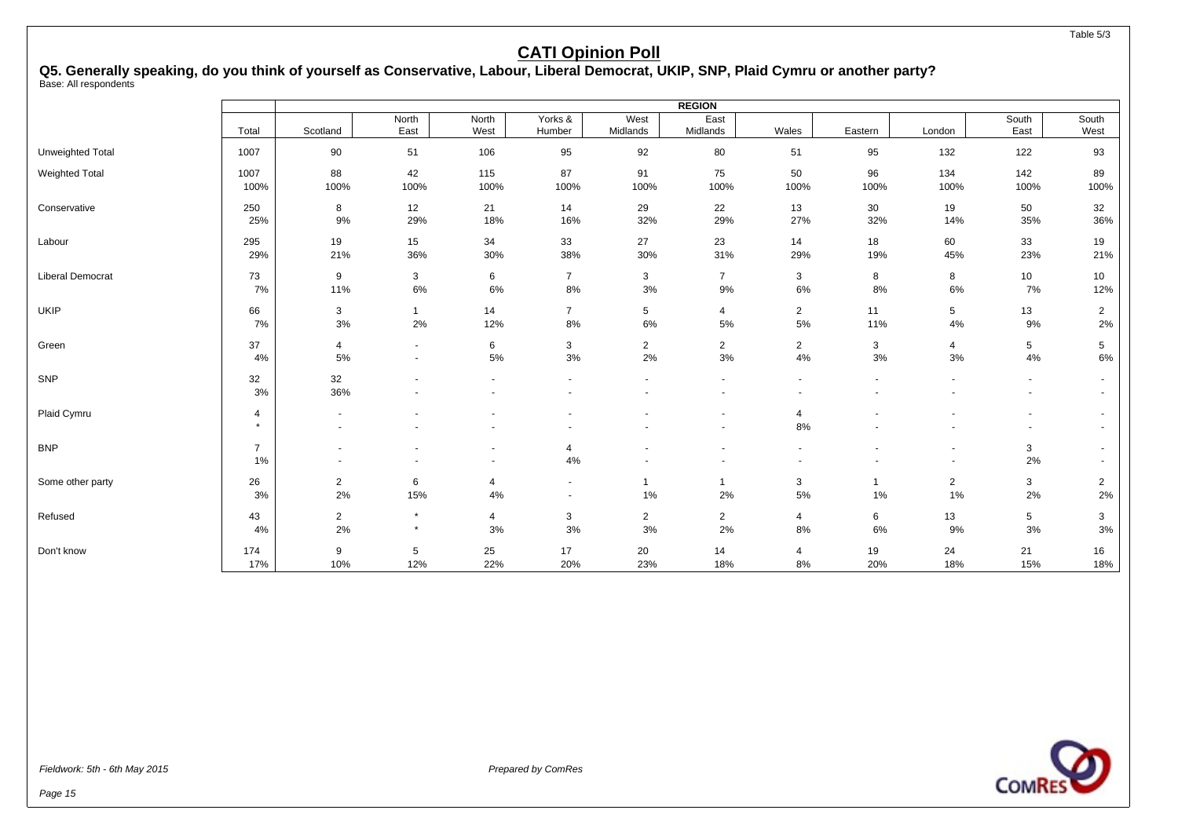# CATI Opinion Poll

## Q5. Generally speaking, do you think of yourself as Conservative, Labour, Liberal Democrat, UKIP, SNP, Plaid Cymru or another party?

Base: All respondents

| | | REGION | | | | | | | | | | |
|---|---|---|---|---|---|---|---|---|---|---|---|---|
| | Total | Scotland | North East | North West | Yorks & Humber | West Midlands | East Midlands | Wales | Eastern | London | South East | South West |
| Unweighted Total | 1007 | 90 | 51 | 106 | 95 | 92 | 80 | 51 | 95 | 132 | 122 | 93 |
| Weighted Total | 1007 | 88 | 42 | 115 | 87 | 91 | 75 | 50 | 96 | 134 | 142 | 89 |
| | 100% | 100% | 100% | 100% | 100% | 100% | 100% | 100% | 100% | 100% | 100% | 100% |
| Conservative | 250 | 8 | 12 | 21 | 14 | 29 | 22 | 13 | 30 | 19 | 50 | 32 |
| | 25% | 9% | 29% | 18% | 16% | 32% | 29% | 27% | 32% | 14% | 35% | 36% |
| Labour | 295 | 19 | 15 | 34 | 33 | 27 | 23 | 14 | 18 | 60 | 33 | 19 |
| | 29% | 21% | 36% | 30% | 38% | 30% | 31% | 29% | 19% | 45% | 23% | 21% |
| Liberal Democrat | 73 | 9 | 3 | 6 | 7 | 3 | 7 | 3 | 8 | 8 | 10 | 10 |
| | 7% | 11% | 6% | 6% | 8% | 3% | 9% | 6% | 8% | 6% | 7% | 12% |
| UKIP | 66 | 3 | 1 | 14 | 7 | 5 | 4 | 2 | 11 | 5 | 13 | 2 |
| | 7% | 3% | 2% | 12% | 8% | 6% | 5% | 5% | 11% | 4% | 9% | 2% |
| Green | 37 | 4 | - | 6 | 3 | 2 | 2 | 2 | 3 | 4 | 5 | 5 |
| | 4% | 5% | - | 5% | 3% | 2% | 3% | 4% | 3% | 3% | 4% | 6% |
| SNP | 32 | 32 | - | - | - | - | - | - | - | - | - | - |
| | 3% | 36% | - | - | - | - | - | - | - | - | - | - |
| Plaid Cymru | 4 | - | - | - | - | - | - | 4 | - | - | - | - |
| | * | - | - | - | - | - | - | 8% | - | - | - | - |
| BNP | 7 | - | - | - | 4 | - | - | - | - | - | 3 | - |
| | 1% | - | - | - | 4% | - | - | - | - | - | 2% | - |
| Some other party | 26 | 2 | 6 | 4 | - | 1 | 1 | 3 | 1 | 2 | 3 | 2 |
| | 3% | 2% | 15% | 4% | - | 1% | 2% | 5% | 1% | 1% | 2% | 2% |
| Refused | 43 | 2 | * | 4 | 3 | 2 | 2 | 4 | 6 | 13 | 5 | 3 |
| | 4% | 2% | * | 3% | 3% | 3% | 2% | 8% | 6% | 9% | 3% | 3% |
| Don't know | 174 | 9 | 5 | 25 | 17 | 20 | 14 | 4 | 19 | 24 | 21 | 16 |
| | 17% | 10% | 12% | 22% | 20% | 23% | 18% | 8% | 20% | 18% | 15% | 18% |

*Fieldwork: 5th - 6th May 2015*

*Prepared by ComRes*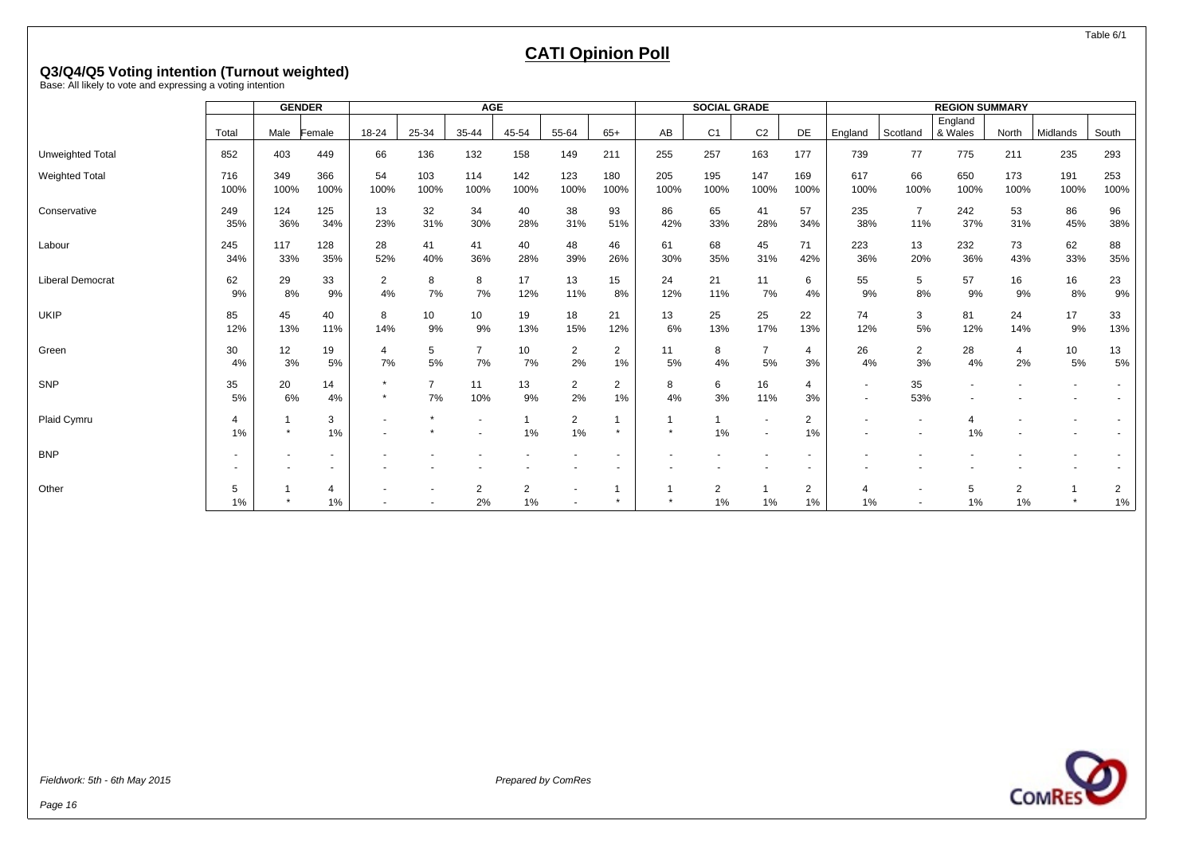Table 6/1

# CATI Opinion Poll

## Q3/Q4/Q5 Voting intention (Turnout weighted)

Base: All likely to vote and expressing a voting intention

| | | GENDER | | AGE | | | | | | SOCIAL GRADE | | | | REGION SUMMARY | | | | | |
|---|---|---|---|---|---|---|---|---|---|---|---|---|---|---|---|---|---|---|---|
| | Total | Male | Female | 18-24 | 25-34 | 35-44 | 45-54 | 55-64 | 65+ | AB | C1 | C2 | DE | England | Scotland | England & Wales | North | Midlands | South |
| Unweighted Total | 852 | 403 | 449 | 66 | 136 | 132 | 158 | 149 | 211 | 255 | 257 | 163 | 177 | 739 | 77 | 775 | 211 | 235 | 293 |
| Weighted Total | 716 | 349 | 366 | 54 | 103 | 114 | 142 | 123 | 180 | 205 | 195 | 147 | 169 | 617 | 66 | 650 | 173 | 191 | 253 |
| | 100% | 100% | 100% | 100% | 100% | 100% | 100% | 100% | 100% | 100% | 100% | 100% | 100% | 100% | 100% | 100% | 100% | 100% | 100% |
| Conservative | 249 | 124 | 125 | 13 | 32 | 34 | 40 | 38 | 93 | 86 | 65 | 41 | 57 | 235 | 7 | 242 | 53 | 86 | 96 |
| | 35% | 36% | 34% | 23% | 31% | 30% | 28% | 31% | 51% | 42% | 33% | 28% | 34% | 38% | 11% | 37% | 31% | 45% | 38% |
| Labour | 245 | 117 | 128 | 28 | 41 | 41 | 40 | 48 | 46 | 61 | 68 | 45 | 71 | 223 | 13 | 232 | 73 | 62 | 88 |
| | 34% | 33% | 35% | 52% | 40% | 36% | 28% | 39% | 26% | 30% | 35% | 31% | 42% | 36% | 20% | 36% | 43% | 33% | 35% |
| Liberal Democrat | 62 | 29 | 33 | 2 | 8 | 8 | 17 | 13 | 15 | 24 | 21 | 11 | 6 | 55 | 5 | 57 | 16 | 16 | 23 |
| | 9% | 8% | 9% | 4% | 7% | 7% | 12% | 11% | 8% | 12% | 11% | 7% | 4% | 9% | 8% | 9% | 9% | 8% | 9% |
| UKIP | 85 | 45 | 40 | 8 | 10 | 10 | 19 | 18 | 21 | 13 | 25 | 25 | 22 | 74 | 3 | 81 | 24 | 17 | 33 |
| | 12% | 13% | 11% | 14% | 9% | 9% | 13% | 15% | 12% | 6% | 13% | 17% | 13% | 12% | 5% | 12% | 14% | 9% | 13% |
| Green | 30 | 12 | 19 | 4 | 5 | 7 | 10 | 2 | 2 | 11 | 8 | 7 | 4 | 26 | 2 | 28 | 4 | 10 | 13 |
| | 4% | 3% | 5% | 7% | 5% | 7% | 7% | 2% | 1% | 5% | 4% | 5% | 3% | 4% | 3% | 4% | 2% | 5% | 5% |
| SNP | 35 | 20 | 14 | * | 7 | 11 | 13 | 2 | 2 | 8 | 6 | 16 | 4 | - | 35 | - | - | - | - |
| | 5% | 6% | 4% | * | 7% | 10% | 9% | 2% | 1% | 4% | 3% | 11% | 3% | - | 53% | - | - | - | - |
| Plaid Cymru | 4 | 1 | 3 | - | * | - | 1 | 2 | 1 | 1 | 1 | - | 2 | - | - | 4 | - | - | - |
| | 1% | * | 1% | - | * | - | 1% | 1% | * | * | 1% | - | 1% | - | - | 1% | - | - | - |
| BNP | - | - | - | - | - | - | - | - | - | - | - | - | - | - | - | - | - | - | - |
| | - | - | - | - | - | - | - | - | - | - | - | - | - | - | - | - | - | - | - |
| Other | 5 | 1 | 4 | - | - | 2 | 2 | - | 1 | 1 | 2 | 1 | 2 | 4 | - | 5 | 2 | 1 | 2 |
| | 1% | * | 1% | - | - | 2% | 1% | - | * | * | 1% | 1% | 1% | 1% | - | 1% | 1% | * | 1% |

*Fieldwork: 5th - 6th May 2015*

*Prepared by ComRes*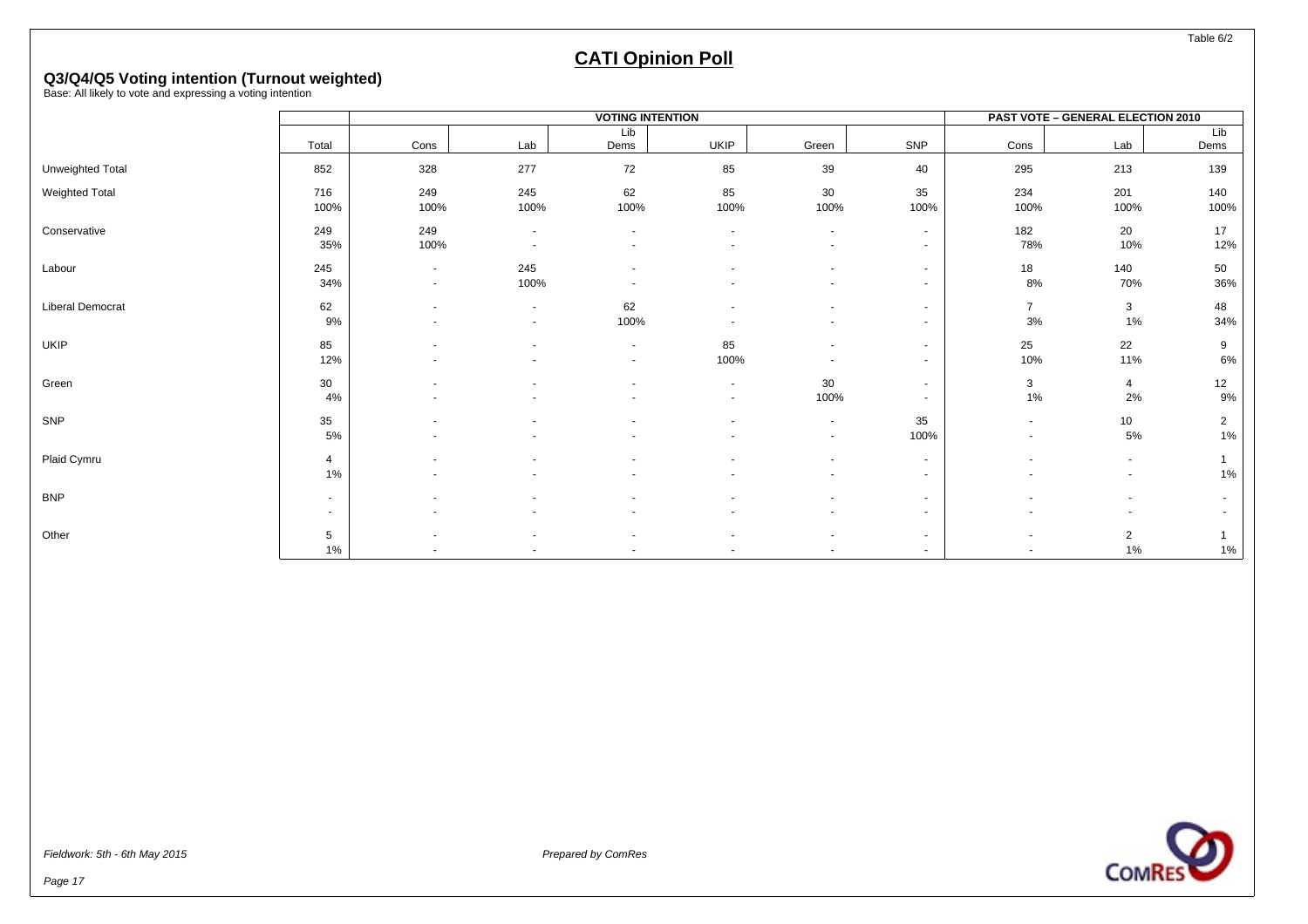# CATI Opinion Poll

## Q3/Q4/Q5 Voting intention (Turnout weighted)

Base: All likely to vote and expressing a voting intention

| | | VOTING INTENTION | | | | | | PAST VOTE – GENERAL ELECTION 2010 | | |
|---|---|---|---|---|---|---|---|---|---|---|
| | Total | Cons | Lab | Lib Dems | UKIP | Green | SNP | Cons | Lab | Lib Dems |
| Unweighted Total | 852 | 328 | 277 | 72 | 85 | 39 | 40 | 295 | 213 | 139 |
| Weighted Total | 716 | 249 | 245 | 62 | 85 | 30 | 35 | 234 | 201 | 140 |
| | 100% | 100% | 100% | 100% | 100% | 100% | 100% | 100% | 100% | 100% |
| Conservative | 249 | 249 | - | - | - | - | - | 182 | 20 | 17 |
| | 35% | 100% | - | - | - | - | - | 78% | 10% | 12% |
| Labour | 245 | - | 245 | - | - | - | - | 18 | 140 | 50 |
| | 34% | - | 100% | - | - | - | - | 8% | 70% | 36% |
| Liberal Democrat | 62 | - | - | 62 | - | - | - | 7 | 3 | 48 |
| | 9% | - | - | 100% | - | - | - | 3% | 1% | 34% |
| UKIP | 85 | - | - | - | 85 | - | - | 25 | 22 | 9 |
| | 12% | - | - | - | 100% | - | - | 10% | 11% | 6% |
| Green | 30 | - | - | - | - | 30 | - | 3 | 4 | 12 |
| | 4% | - | - | - | - | 100% | - | 1% | 2% | 9% |
| SNP | 35 | - | - | - | - | - | 35 | - | 10 | 2 |
| | 5% | - | - | - | - | - | 100% | - | 5% | 1% |
| Plaid Cymru | 4 | - | - | - | - | - | - | - | - | 1 |
| | 1% | - | - | - | - | - | - | - | - | 1% |
| BNP | - | - | - | - | - | - | - | - | - | - |
| | - | - | - | - | - | - | - | - | - | - |
| Other | 5 | - | - | - | - | - | - | - | 2 | 1 |
| | 1% | - | - | - | - | - | - | - | 1% | 1% |

*Fieldwork: 5th - 6th May 2015*

*Prepared by ComRes*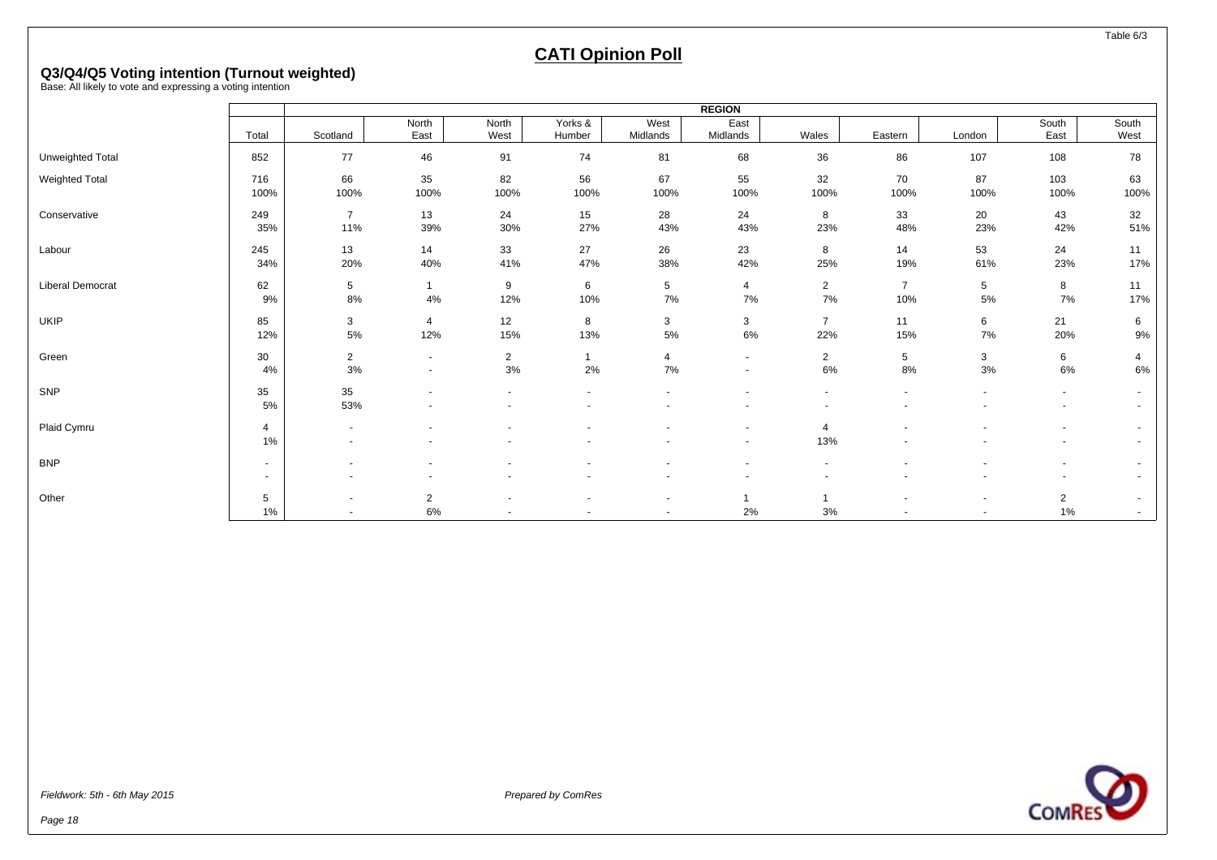Table 6/3

# CATI Opinion Poll

## Q3/Q4/Q5 Voting intention (Turnout weighted)

Base: All likely to vote and expressing a voting intention

| | Total | REGION | | | | | | | | | | |
|---|---|---|---|---|---|---|---|---|---|---|---|---|
| | | Scotland | North East | North West | Yorks & Humber | West Midlands | East Midlands | Wales | Eastern | London | South East | South West |
| Unweighted Total | 852 | 77 | 46 | 91 | 74 | 81 | 68 | 36 | 86 | 107 | 108 | 78 |
| Weighted Total | 716 | 66 | 35 | 82 | 56 | 67 | 55 | 32 | 70 | 87 | 103 | 63 |
| | 100% | 100% | 100% | 100% | 100% | 100% | 100% | 100% | 100% | 100% | 100% | 100% |
| Conservative | 249 | 7 | 13 | 24 | 15 | 28 | 24 | 8 | 33 | 20 | 43 | 32 |
| | 35% | 11% | 39% | 30% | 27% | 43% | 43% | 23% | 48% | 23% | 42% | 51% |
| Labour | 245 | 13 | 14 | 33 | 27 | 26 | 23 | 8 | 14 | 53 | 24 | 11 |
| | 34% | 20% | 40% | 41% | 47% | 38% | 42% | 25% | 19% | 61% | 23% | 17% |
| Liberal Democrat | 62 | 5 | 1 | 9 | 6 | 5 | 4 | 2 | 7 | 5 | 8 | 11 |
| | 9% | 8% | 4% | 12% | 10% | 7% | 7% | 7% | 10% | 5% | 7% | 17% |
| UKIP | 85 | 3 | 4 | 12 | 8 | 3 | 3 | 7 | 11 | 6 | 21 | 6 |
| | 12% | 5% | 12% | 15% | 13% | 5% | 6% | 22% | 15% | 7% | 20% | 9% |
| Green | 30 | 2 | - | 2 | 1 | 4 | - | 2 | 5 | 3 | 6 | 4 |
| | 4% | 3% | - | 3% | 2% | 7% | - | 6% | 8% | 3% | 6% | 6% |
| SNP | 35 | 35 | - | - | - | - | - | - | - | - | - | - |
| | 5% | 53% | - | - | - | - | - | - | - | - | - | - |
| Plaid Cymru | 4 | - | - | - | - | - | - | 4 | - | - | - | - |
| | 1% | - | - | - | - | - | - | 13% | - | - | - | - |
| BNP | - | - | - | - | - | - | - | - | - | - | - | - |
| | - | - | - | - | - | - | - | - | - | - | - | - |
| Other | 5 | - | 2 | - | - | - | 1 | 1 | - | - | 2 | - |
| | 1% | - | 6% | - | - | - | 2% | 3% | - | - | 1% | - |

*Fieldwork: 5th - 6th May 2015*

*Prepared by ComRes*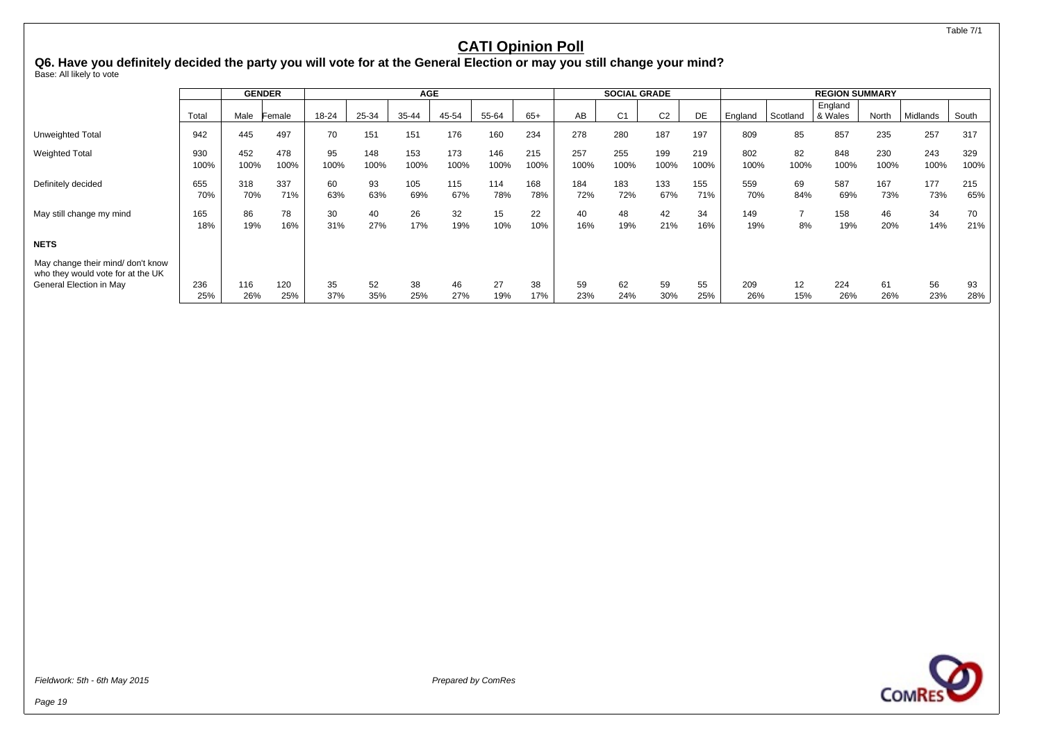# CATI Opinion Poll

## Q6. Have you definitely decided the party you will vote for at the General Election or may you still change your mind?

Base: All likely to vote

| | Total | GENDER | | AGE | | | | | | SOCIAL GRADE | | | | REGION SUMMARY | | | | | |
|---|---|---|---|---|---|---|---|---|---|---|---|---|---|---|---|---|---|---|---|
| | | Male | Female | 18-24 | 25-34 | 35-44 | 45-54 | 55-64 | 65+ | AB | C1 | C2 | DE | England | Scotland | England & Wales | North | Midlands | South |
| Unweighted Total | 942 | 445 | 497 | 70 | 151 | 151 | 176 | 160 | 234 | 278 | 280 | 187 | 197 | 809 | 85 | 857 | 235 | 257 | 317 |
| Weighted Total | 930 | 452 | 478 | 95 | 148 | 153 | 173 | 146 | 215 | 257 | 255 | 199 | 219 | 802 | 82 | 848 | 230 | 243 | 329 |
| | 100% | 100% | 100% | 100% | 100% | 100% | 100% | 100% | 100% | 100% | 100% | 100% | 100% | 100% | 100% | 100% | 100% | 100% | 100% |
| Definitely decided | 655 | 318 | 337 | 60 | 93 | 105 | 115 | 114 | 168 | 184 | 183 | 133 | 155 | 559 | 69 | 587 | 167 | 177 | 215 |
| | 70% | 70% | 71% | 63% | 63% | 69% | 67% | 78% | 78% | 72% | 72% | 67% | 71% | 70% | 84% | 69% | 73% | 73% | 65% |
| May still change my mind | 165 | 86 | 78 | 30 | 40 | 26 | 32 | 15 | 22 | 40 | 48 | 42 | 34 | 149 | 7 | 158 | 46 | 34 | 70 |
| | 18% | 19% | 16% | 31% | 27% | 17% | 19% | 10% | 10% | 16% | 19% | 21% | 16% | 19% | 8% | 19% | 20% | 14% | 21% |
| **NETS** | | | | | | | | | | | | | | | | | | | |
| May change their mind/ don't know who they would vote for at the UK General Election in May | 236 | 116 | 120 | 35 | 52 | 38 | 46 | 27 | 38 | 59 | 62 | 59 | 55 | 209 | 12 | 224 | 61 | 56 | 93 |
| | 25% | 26% | 25% | 37% | 35% | 25% | 27% | 19% | 17% | 23% | 24% | 30% | 25% | 26% | 15% | 26% | 26% | 23% | 28% |

*Fieldwork: 5th - 6th May 2015*

*Prepared by ComRes*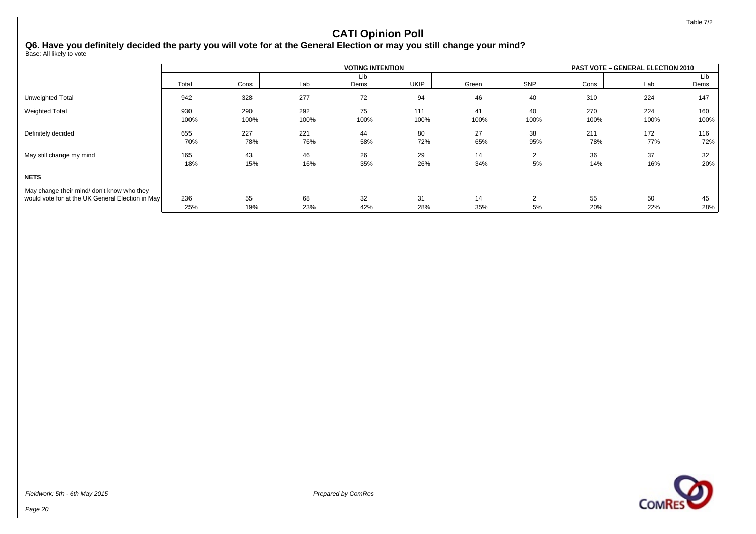Table 7/2

# CATI Opinion Poll

## Q6. Have you definitely decided the party you will vote for at the General Election or may you still change your mind?

Base: All likely to vote

| | | VOTING INTENTION | | | | | | PAST VOTE – GENERAL ELECTION 2010 | | |
|---|---|---|---|---|---|---|---|---|---|---|
| | Total | Cons | Lab | Lib Dems | UKIP | Green | SNP | Cons | Lab | Lib Dems |
| Unweighted Total | 942 | 328 | 277 | 72 | 94 | 46 | 40 | 310 | 224 | 147 |
| Weighted Total | 930 | 290 | 292 | 75 | 111 | 41 | 40 | 270 | 224 | 160 |
| | 100% | 100% | 100% | 100% | 100% | 100% | 100% | 100% | 100% | 100% |
| Definitely decided | 655 | 227 | 221 | 44 | 80 | 27 | 38 | 211 | 172 | 116 |
| | 70% | 78% | 76% | 58% | 72% | 65% | 95% | 78% | 77% | 72% |
| May still change my mind | 165 | 43 | 46 | 26 | 29 | 14 | 2 | 36 | 37 | 32 |
| | 18% | 15% | 16% | 35% | 26% | 34% | 5% | 14% | 16% | 20% |
| **NETS** | | | | | | | | | | |
| May change their mind/ don't know who they would vote for at the UK General Election in May | 236 | 55 | 68 | 32 | 31 | 14 | 2 | 55 | 50 | 45 |
| | 25% | 19% | 23% | 42% | 28% | 35% | 5% | 20% | 22% | 28% |

*Fieldwork: 5th - 6th May 2015*

*Prepared by ComRes*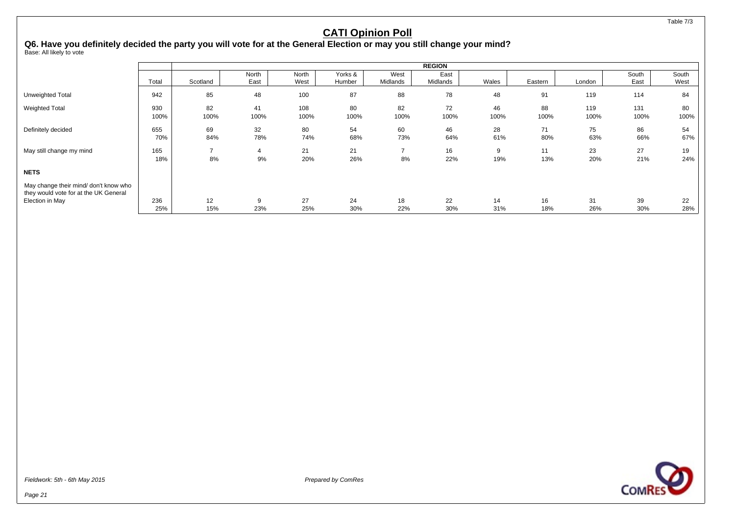# CATI Opinion Poll

## Q6. Have you definitely decided the party you will vote for at the General Election or may you still change your mind?

Base: All likely to vote

| | | REGION | | | | | | | | | | |
|---|---|---|---|---|---|---|---|---|---|---|---|---|
| | Total | Scotland | North East | North West | Yorks & Humber | West Midlands | East Midlands | Wales | Eastern | London | South East | South West |
| Unweighted Total | 942 | 85 | 48 | 100 | 87 | 88 | 78 | 48 | 91 | 119 | 114 | 84 |
| Weighted Total | 930 | 82 | 41 | 108 | 80 | 82 | 72 | 46 | 88 | 119 | 131 | 80 |
| | 100% | 100% | 100% | 100% | 100% | 100% | 100% | 100% | 100% | 100% | 100% | 100% |
| Definitely decided | 655 | 69 | 32 | 80 | 54 | 60 | 46 | 28 | 71 | 75 | 86 | 54 |
| | 70% | 84% | 78% | 74% | 68% | 73% | 64% | 61% | 80% | 63% | 66% | 67% |
| May still change my mind | 165 | 7 | 4 | 21 | 21 | 7 | 16 | 9 | 11 | 23 | 27 | 19 |
| | 18% | 8% | 9% | 20% | 26% | 8% | 22% | 19% | 13% | 20% | 21% | 24% |
| **NETS** | | | | | | | | | | | | |
| May change their mind/ don't know who they would vote for at the UK General Election in May | 236 | 12 | 9 | 27 | 24 | 18 | 22 | 14 | 16 | 31 | 39 | 22 |
| | 25% | 15% | 23% | 25% | 30% | 22% | 30% | 31% | 18% | 26% | 30% | 28% |

*Fieldwork: 5th - 6th May 2015*

*Prepared by ComRes*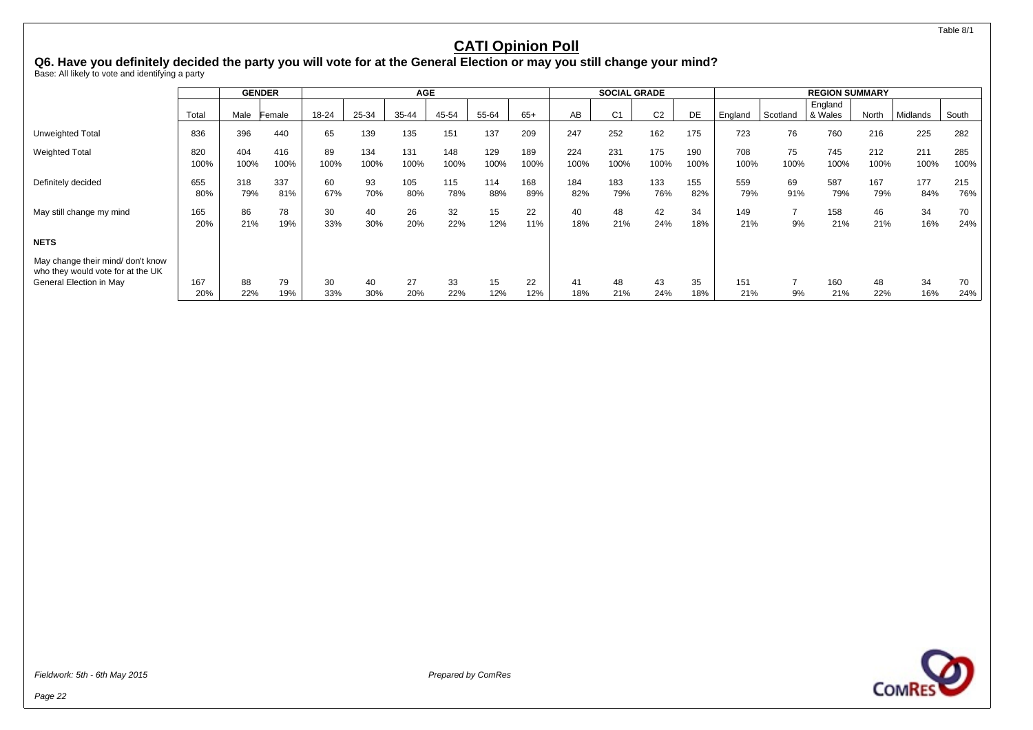Table 8/1

# CATI Opinion Poll

## Q6. Have you definitely decided the party you will vote for at the General Election or may you still change your mind?

Base: All likely to vote and identifying a party

| | | GENDER | | AGE | | | | | | SOCIAL GRADE | | | | REGION SUMMARY | | | | | |
|---|---|---|---|---|---|---|---|---|---|---|---|---|---|---|---|---|---|---|---|
| | Total | Male | Female | 18-24 | 25-34 | 35-44 | 45-54 | 55-64 | 65+ | AB | C1 | C2 | DE | England | Scotland | England & Wales | North | Midlands | South |
| Unweighted Total | 836 | 396 | 440 | 65 | 139 | 135 | 151 | 137 | 209 | 247 | 252 | 162 | 175 | 723 | 76 | 760 | 216 | 225 | 282 |
| Weighted Total | 820 | 404 | 416 | 89 | 134 | 131 | 148 | 129 | 189 | 224 | 231 | 175 | 190 | 708 | 75 | 745 | 212 | 211 | 285 |
| | 100% | 100% | 100% | 100% | 100% | 100% | 100% | 100% | 100% | 100% | 100% | 100% | 100% | 100% | 100% | 100% | 100% | 100% | 100% |
| Definitely decided | 655 | 318 | 337 | 60 | 93 | 105 | 115 | 114 | 168 | 184 | 183 | 133 | 155 | 559 | 69 | 587 | 167 | 177 | 215 |
| | 80% | 79% | 81% | 67% | 70% | 80% | 78% | 88% | 89% | 82% | 79% | 76% | 82% | 79% | 91% | 79% | 79% | 84% | 76% |
| May still change my mind | 165 | 86 | 78 | 30 | 40 | 26 | 32 | 15 | 22 | 40 | 48 | 42 | 34 | 149 | 7 | 158 | 46 | 34 | 70 |
| | 20% | 21% | 19% | 33% | 30% | 20% | 22% | 12% | 11% | 18% | 21% | 24% | 18% | 21% | 9% | 21% | 21% | 16% | 24% |
| **NETS** | | | | | | | | | | | | | | | | | | | |
| May change their mind/ don't know who they would vote for at the UK General Election in May | 167 | 88 | 79 | 30 | 40 | 27 | 33 | 15 | 22 | 41 | 48 | 43 | 35 | 151 | 7 | 160 | 48 | 34 | 70 |
| | 20% | 22% | 19% | 33% | 30% | 20% | 22% | 12% | 12% | 18% | 21% | 24% | 18% | 21% | 9% | 21% | 22% | 16% | 24% |

*Fieldwork: 5th - 6th May 2015*

*Prepared by ComRes*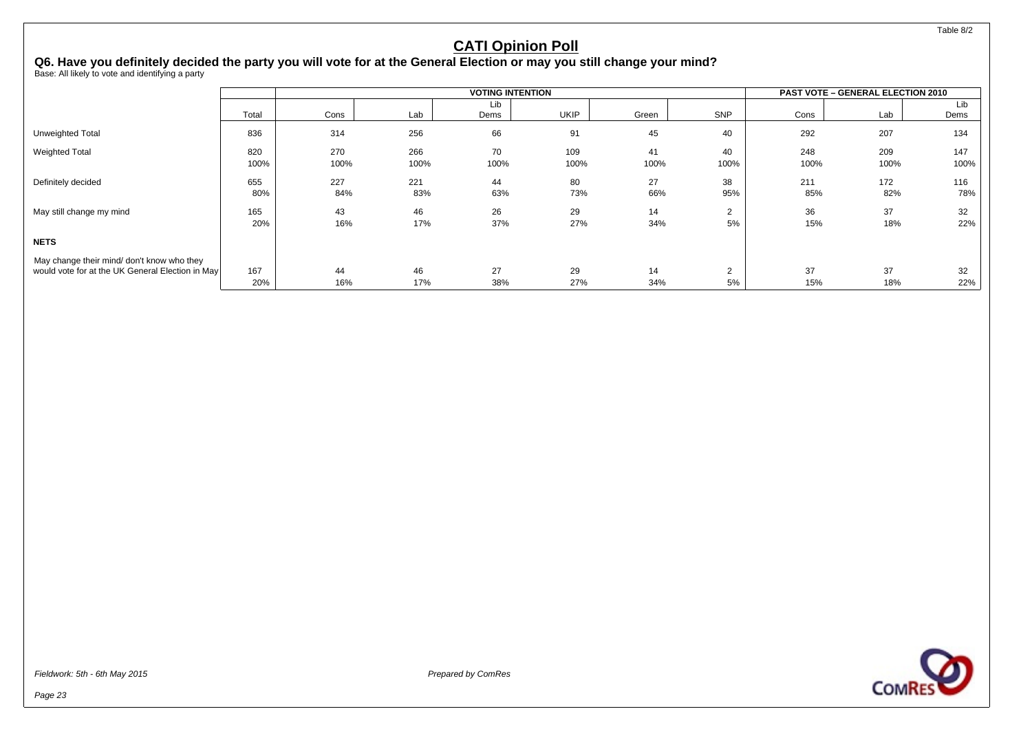# CATI Opinion Poll

## Q6. Have you definitely decided the party you will vote for at the General Election or may you still change your mind?

Base: All likely to vote and identifying a party

| | | VOTING INTENTION | | | | | | PAST VOTE – GENERAL ELECTION 2010 | | |
|---|---|---|---|---|---|---|---|---|---|---|
| | Total | Cons | Lab | Lib Dems | UKIP | Green | SNP | Cons | Lab | Lib Dems |
| Unweighted Total | 836 | 314 | 256 | 66 | 91 | 45 | 40 | 292 | 207 | 134 |
| Weighted Total | 820 | 270 | 266 | 70 | 109 | 41 | 40 | 248 | 209 | 147 |
| | 100% | 100% | 100% | 100% | 100% | 100% | 100% | 100% | 100% | 100% |
| Definitely decided | 655 | 227 | 221 | 44 | 80 | 27 | 38 | 211 | 172 | 116 |
| | 80% | 84% | 83% | 63% | 73% | 66% | 95% | 85% | 82% | 78% |
| May still change my mind | 165 | 43 | 46 | 26 | 29 | 14 | 2 | 36 | 37 | 32 |
| | 20% | 16% | 17% | 37% | 27% | 34% | 5% | 15% | 18% | 22% |
| **NETS** | | | | | | | | | | |
| May change their mind/ don't know who they would vote for at the UK General Election in May | 167 | 44 | 46 | 27 | 29 | 14 | 2 | 37 | 37 | 32 |
| | 20% | 16% | 17% | 38% | 27% | 34% | 5% | 15% | 18% | 22% |

*Fieldwork: 5th - 6th May 2015*

*Prepared by ComRes*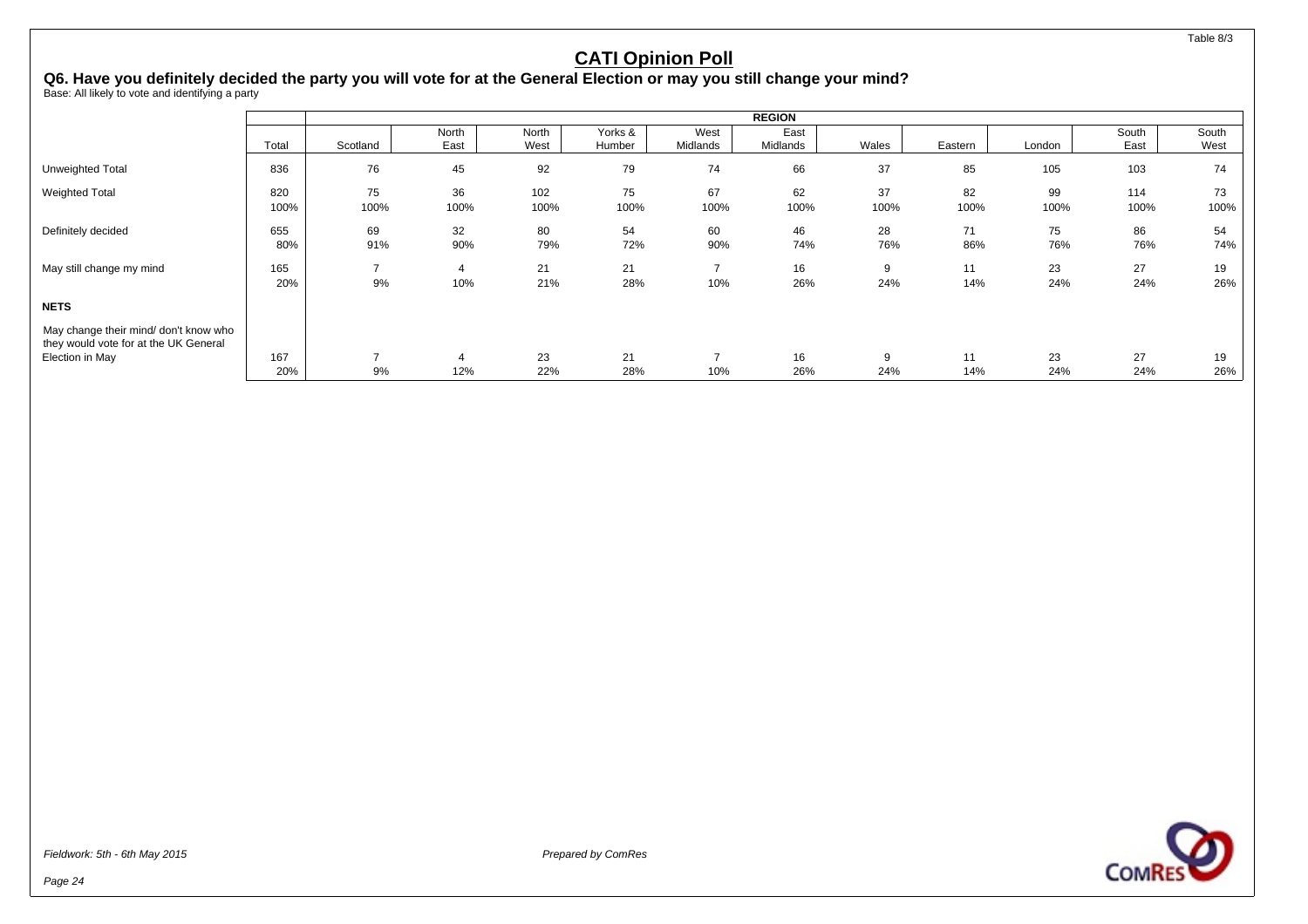Table 8/3

# CATI Opinion Poll

## Q6. Have you definitely decided the party you will vote for at the General Election or may you still change your mind?

Base: All likely to vote and identifying a party

| | | REGION | | | | | | | | | | |
|---|---|---|---|---|---|---|---|---|---|---|---|---|
| | Total | Scotland | North East | North West | Yorks & Humber | West Midlands | East Midlands | Wales | Eastern | London | South East | South West |
| Unweighted Total | 836 | 76 | 45 | 92 | 79 | 74 | 66 | 37 | 85 | 105 | 103 | 74 |
| Weighted Total | 820 | 75 | 36 | 102 | 75 | 67 | 62 | 37 | 82 | 99 | 114 | 73 |
| | 100% | 100% | 100% | 100% | 100% | 100% | 100% | 100% | 100% | 100% | 100% | 100% |
| Definitely decided | 655 | 69 | 32 | 80 | 54 | 60 | 46 | 28 | 71 | 75 | 86 | 54 |
| | 80% | 91% | 90% | 79% | 72% | 90% | 74% | 76% | 86% | 76% | 76% | 74% |
| May still change my mind | 165 | 7 | 4 | 21 | 21 | 7 | 16 | 9 | 11 | 23 | 27 | 19 |
| | 20% | 9% | 10% | 21% | 28% | 10% | 26% | 24% | 14% | 24% | 24% | 26% |
| **NETS** | | | | | | | | | | | | |
| May change their mind/ don't know who they would vote for at the UK General Election in May | 167 | 7 | 4 | 23 | 21 | 7 | 16 | 9 | 11 | 23 | 27 | 19 |
| | 20% | 9% | 12% | 22% | 28% | 10% | 26% | 24% | 14% | 24% | 24% | 26% |

*Fieldwork: 5th - 6th May 2015*

*Prepared by ComRes*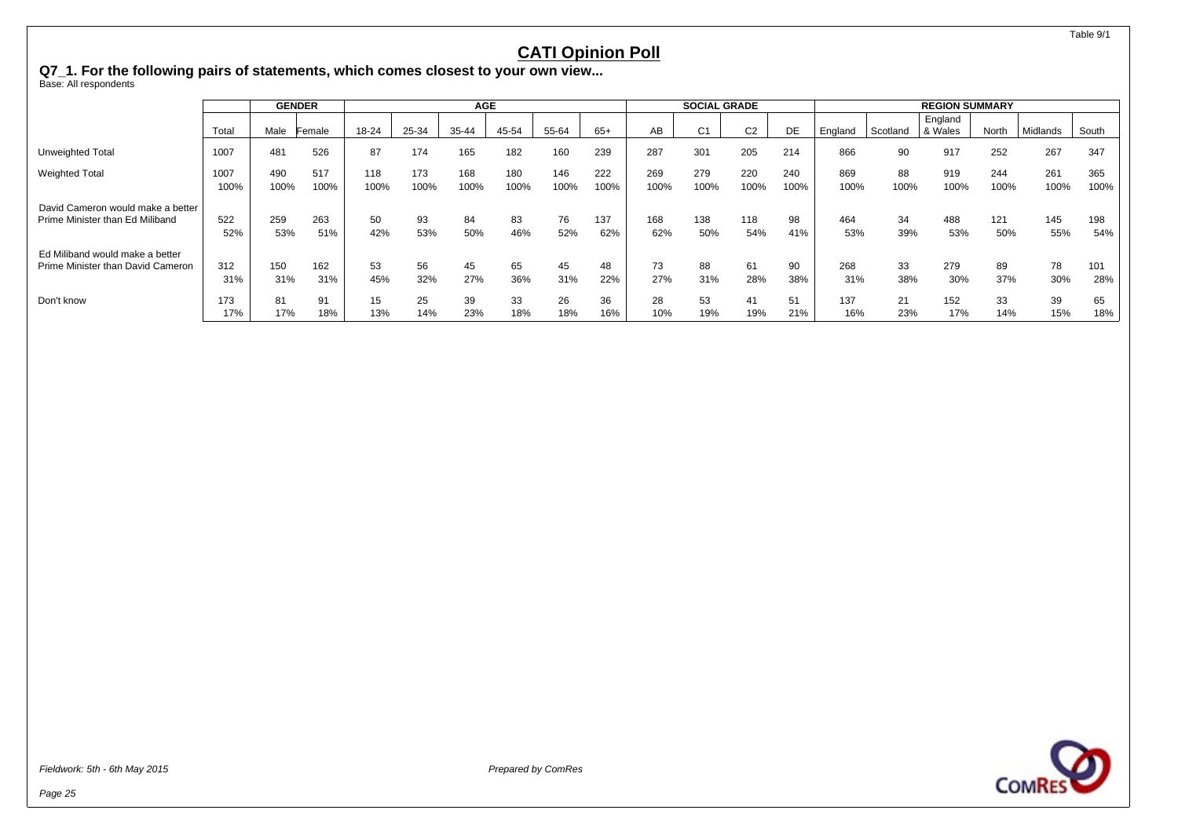Table 9/1

# CATI Opinion Poll

## Q7_1. For the following pairs of statements, which comes closest to your own view...

Base: All respondents

| | | GENDER | | AGE | | | | | | SOCIAL GRADE | | | | REGION SUMMARY | | | | | |
|---|---|---|---|---|---|---|---|---|---|---|---|---|---|---|---|---|---|---|---|
| | Total | Male | Female | 18-24 | 25-34 | 35-44 | 45-54 | 55-64 | 65+ | AB | C1 | C2 | DE | England | Scotland | England & Wales | North | Midlands | South |
| Unweighted Total | 1007 | 481 | 526 | 87 | 174 | 165 | 182 | 160 | 239 | 287 | 301 | 205 | 214 | 866 | 90 | 917 | 252 | 267 | 347 |
| Weighted Total | 1007 | 490 | 517 | 118 | 173 | 168 | 180 | 146 | 222 | 269 | 279 | 220 | 240 | 869 | 88 | 919 | 244 | 261 | 365 |
| | 100% | 100% | 100% | 100% | 100% | 100% | 100% | 100% | 100% | 100% | 100% | 100% | 100% | 100% | 100% | 100% | 100% | 100% | 100% |
| David Cameron would make a better Prime Minister than Ed Miliband | 522 | 259 | 263 | 50 | 93 | 84 | 83 | 76 | 137 | 168 | 138 | 118 | 98 | 464 | 34 | 488 | 121 | 145 | 198 |
| | 52% | 53% | 51% | 42% | 53% | 50% | 46% | 52% | 62% | 62% | 50% | 54% | 41% | 53% | 39% | 53% | 50% | 55% | 54% |
| Ed Miliband would make a better Prime Minister than David Cameron | 312 | 150 | 162 | 53 | 56 | 45 | 65 | 45 | 48 | 73 | 88 | 61 | 90 | 268 | 33 | 279 | 89 | 78 | 101 |
| | 31% | 31% | 31% | 45% | 32% | 27% | 36% | 31% | 22% | 27% | 31% | 28% | 38% | 31% | 38% | 30% | 37% | 30% | 28% |
| Don't know | 173 | 81 | 91 | 15 | 25 | 39 | 33 | 26 | 36 | 28 | 53 | 41 | 51 | 137 | 21 | 152 | 33 | 39 | 65 |
| | 17% | 17% | 18% | 13% | 14% | 23% | 18% | 18% | 16% | 10% | 19% | 19% | 21% | 16% | 23% | 17% | 14% | 15% | 18% |

*Fieldwork: 5th - 6th May 2015*

*Prepared by ComRes*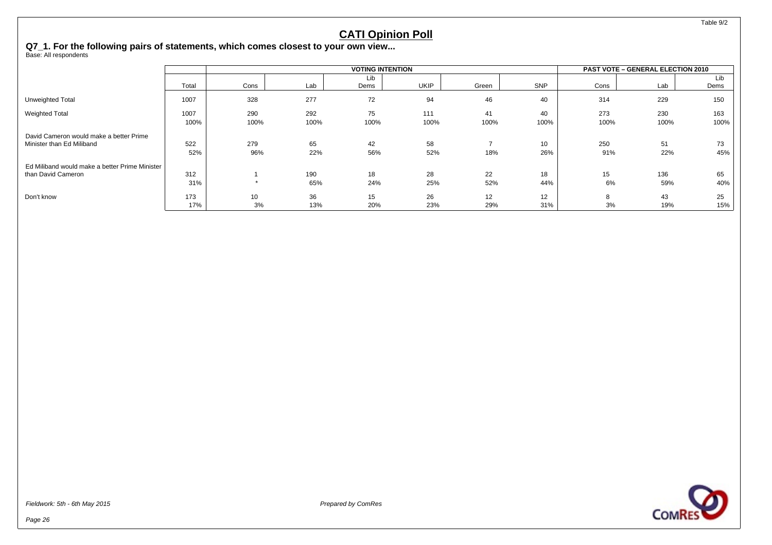# CATI Opinion Poll

## Q7_1. For the following pairs of statements, which comes closest to your own view...

Base: All respondents

| | | VOTING INTENTION | | | | | | PAST VOTE – GENERAL ELECTION 2010 | | |
|---|---|---|---|---|---|---|---|---|---|---|
| | Total | Cons | Lab | Lib Dems | UKIP | Green | SNP | Cons | Lab | Lib Dems |
| Unweighted Total | 1007 | 328 | 277 | 72 | 94 | 46 | 40 | 314 | 229 | 150 |
| Weighted Total | 1007 | 290 | 292 | 75 | 111 | 41 | 40 | 273 | 230 | 163 |
| | 100% | 100% | 100% | 100% | 100% | 100% | 100% | 100% | 100% | 100% |
| David Cameron would make a better Prime Minister than Ed Miliband | 522 | 279 | 65 | 42 | 58 | 7 | 10 | 250 | 51 | 73 |
| | 52% | 96% | 22% | 56% | 52% | 18% | 26% | 91% | 22% | 45% |
| Ed Miliband would make a better Prime Minister than David Cameron | 312 | 1 | 190 | 18 | 28 | 22 | 18 | 15 | 136 | 65 |
| | 31% | * | 65% | 24% | 25% | 52% | 44% | 6% | 59% | 40% |
| Don't know | 173 | 10 | 36 | 15 | 26 | 12 | 12 | 8 | 43 | 25 |
| | 17% | 3% | 13% | 20% | 23% | 29% | 31% | 3% | 19% | 15% |

*Fieldwork: 5th - 6th May 2015*

*Prepared by ComRes*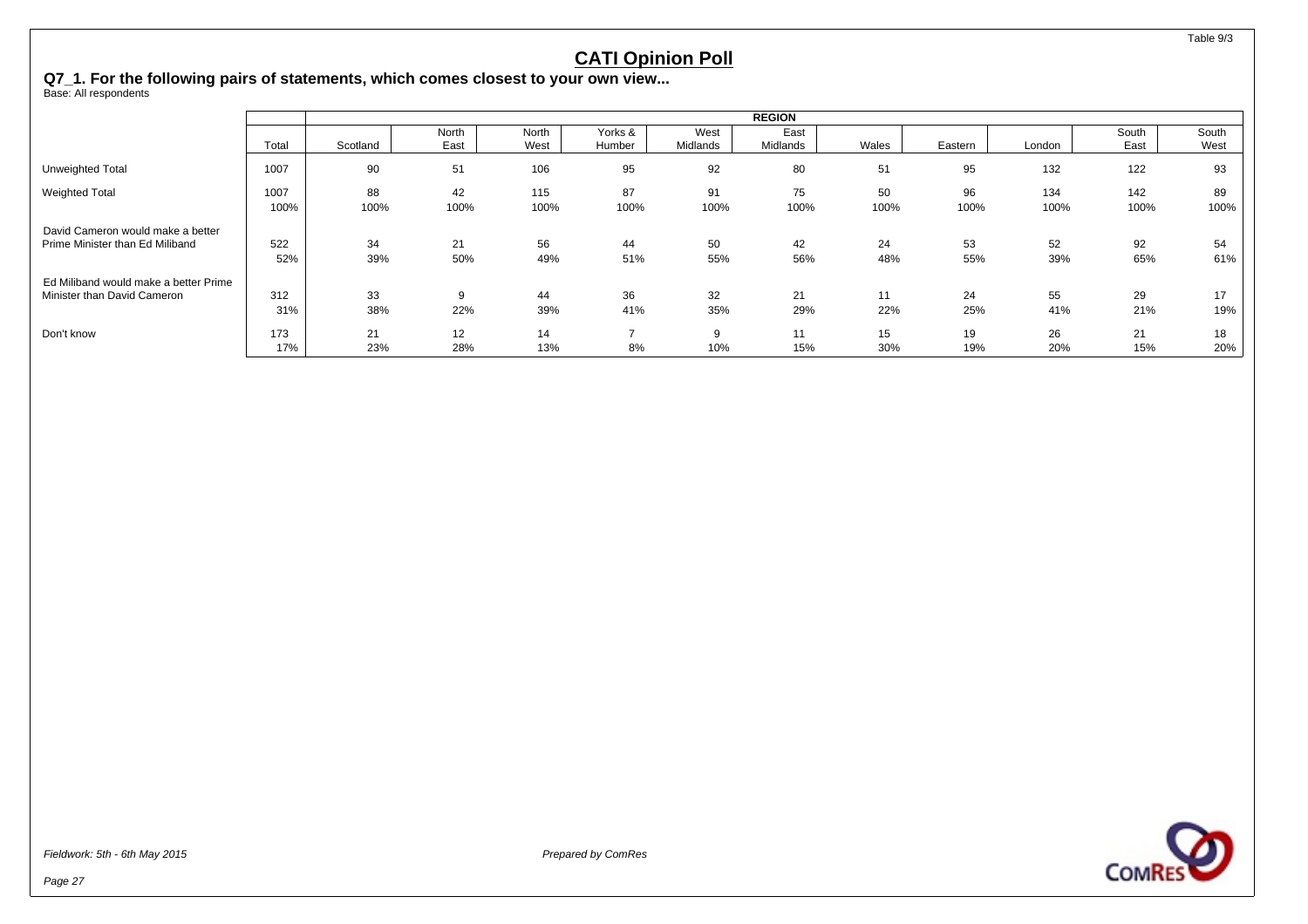Table 9/3

# CATI Opinion Poll

## Q7_1. For the following pairs of statements, which comes closest to your own view...

Base: All respondents

| | Total | REGION | | | | | | | | | | | |
|---|---|---|---|---|---|---|---|---|---|---|---|---|---|
| | | Scotland | North East | North West | Yorks & Humber | West Midlands | East Midlands | Wales | Eastern | London | South East | South West |
| Unweighted Total | 1007 | 90 | 51 | 106 | 95 | 92 | 80 | 51 | 95 | 132 | 122 | 93 |
| Weighted Total | 1007 | 88 | 42 | 115 | 87 | 91 | 75 | 50 | 96 | 134 | 142 | 89 |
| | 100% | 100% | 100% | 100% | 100% | 100% | 100% | 100% | 100% | 100% | 100% | 100% |
| David Cameron would make a better Prime Minister than Ed Miliband | 522 | 34 | 21 | 56 | 44 | 50 | 42 | 24 | 53 | 52 | 92 | 54 |
| | 52% | 39% | 50% | 49% | 51% | 55% | 56% | 48% | 55% | 39% | 65% | 61% |
| Ed Miliband would make a better Prime Minister than David Cameron | 312 | 33 | 9 | 44 | 36 | 32 | 21 | 11 | 24 | 55 | 29 | 17 |
| | 31% | 38% | 22% | 39% | 41% | 35% | 29% | 22% | 25% | 41% | 21% | 19% |
| Don't know | 173 | 21 | 12 | 14 | 7 | 9 | 11 | 15 | 19 | 26 | 21 | 18 |
| | 17% | 23% | 28% | 13% | 8% | 10% | 15% | 30% | 19% | 20% | 15% | 20% |

*Fieldwork: 5th - 6th May 2015*

*Prepared by ComRes*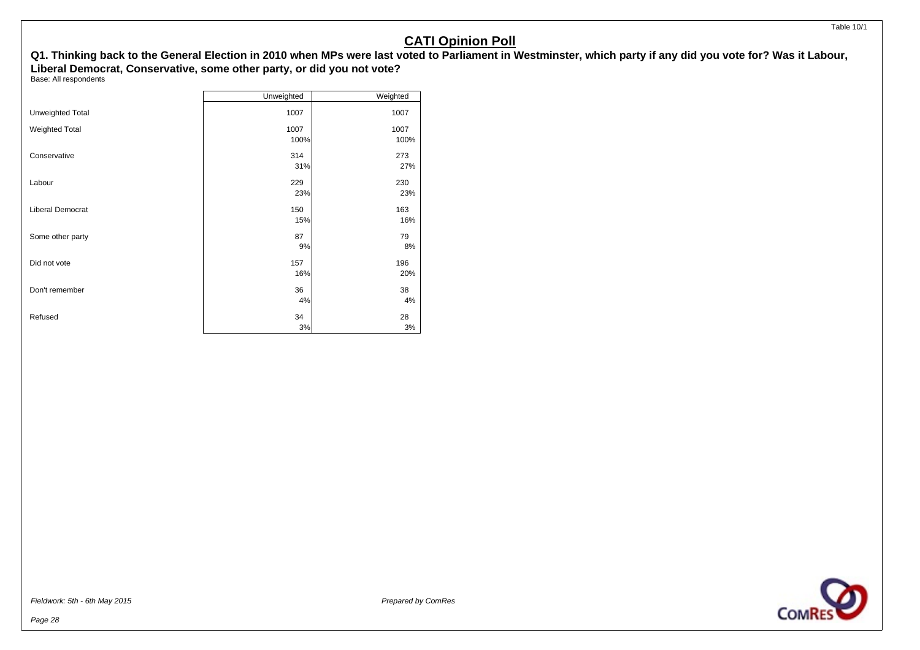# CATI Opinion Poll

**Q1. Thinking back to the General Election in 2010 when MPs were last voted to Parliament in Westminster, which party if any did you vote for? Was it Labour, Liberal Democrat, Conservative, some other party, or did you not vote?**

Base: All respondents

| | Unweighted | Weighted |
|---|---|---|
| Unweighted Total | 1007 | 1007 |
| Weighted Total | 1007<br>100% | 1007<br>100% |
| Conservative | 314<br>31% | 273<br>27% |
| Labour | 229<br>23% | 230<br>23% |
| Liberal Democrat | 150<br>15% | 163<br>16% |
| Some other party | 87<br>9% | 79<br>8% |
| Did not vote | 157<br>16% | 196<br>20% |
| Don't remember | 36<br>4% | 38<br>4% |
| Refused | 34<br>3% | 28<br>3% |

*Fieldwork: 5th - 6th May 2015*

*Prepared by ComRes*